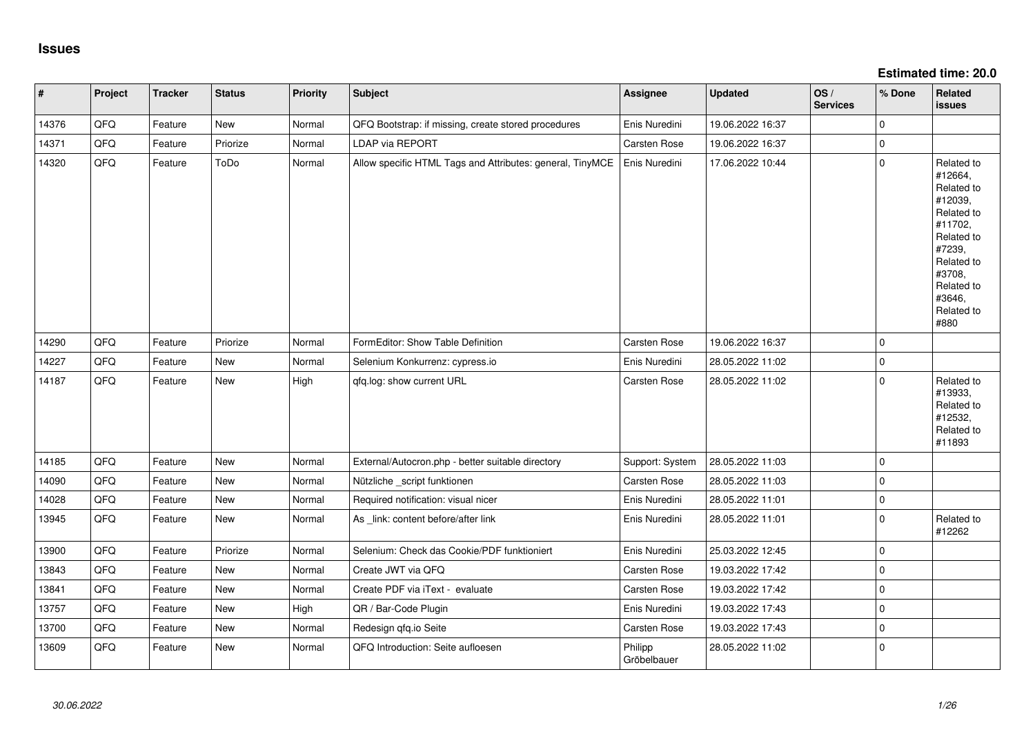# Issues

**Estimated time: 20.0**

| # | Project | Tracker | Status | Priority | Subject | Assignee | Updated | OS / Services | % Done | Related issues |
|---|---|---|---|---|---|---|---|---|---|---|
| 14376 | QFQ | Feature | New | Normal | QFQ Bootstrap: if missing, create stored procedures | Enis Nuredini | 19.06.2022 16:37 | | 0 | |
| 14371 | QFQ | Feature | Priorize | Normal | LDAP via REPORT | Carsten Rose | 19.06.2022 16:37 | | 0 | |
| 14320 | QFQ | Feature | ToDo | Normal | Allow specific HTML Tags and Attributes: general, TinyMCE | Enis Nuredini | 17.06.2022 10:44 | | 0 | Related to #12664, Related to #12039, Related to #11702, Related to #7239, Related to #3708, Related to #3646, Related to #880 |
| 14290 | QFQ | Feature | Priorize | Normal | FormEditor: Show Table Definition | Carsten Rose | 19.06.2022 16:37 | | 0 | |
| 14227 | QFQ | Feature | New | Normal | Selenium Konkurrenz: cypress.io | Enis Nuredini | 28.05.2022 11:02 | | 0 | |
| 14187 | QFQ | Feature | New | High | qfq.log: show current URL | Carsten Rose | 28.05.2022 11:02 | | 0 | Related to #13933, Related to #12532, Related to #11893 |
| 14185 | QFQ | Feature | New | Normal | External/Autocron.php - better suitable directory | Support: System | 28.05.2022 11:03 | | 0 | |
| 14090 | QFQ | Feature | New | Normal | Nützliche _script funktionen | Carsten Rose | 28.05.2022 11:03 | | 0 | |
| 14028 | QFQ | Feature | New | Normal | Required notification: visual nicer | Enis Nuredini | 28.05.2022 11:01 | | 0 | |
| 13945 | QFQ | Feature | New | Normal | As _link: content before/after link | Enis Nuredini | 28.05.2022 11:01 | | 0 | Related to #12262 |
| 13900 | QFQ | Feature | Priorize | Normal | Selenium: Check das Cookie/PDF funktioniert | Enis Nuredini | 25.03.2022 12:45 | | 0 | |
| 13843 | QFQ | Feature | New | Normal | Create JWT via QFQ | Carsten Rose | 19.03.2022 17:42 | | 0 | |
| 13841 | QFQ | Feature | New | Normal | Create PDF via iText - evaluate | Carsten Rose | 19.03.2022 17:42 | | 0 | |
| 13757 | QFQ | Feature | New | High | QR / Bar-Code Plugin | Enis Nuredini | 19.03.2022 17:43 | | 0 | |
| 13700 | QFQ | Feature | New | Normal | Redesign qfq.io Seite | Carsten Rose | 19.03.2022 17:43 | | 0 | |
| 13609 | QFQ | Feature | New | Normal | QFQ Introduction: Seite aufloesen | Philipp Gröbelbauer | 28.05.2022 11:02 | | 0 | |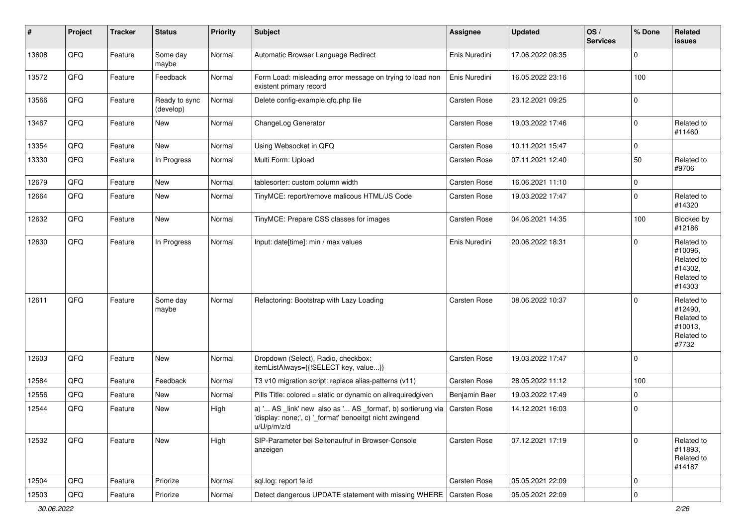| # | Project | Tracker | Status | Priority | Subject | Assignee | Updated | OS / Services | % Done | Related issues |
|---|---|---|---|---|---|---|---|---|---|---|
| 13608 | QFQ | Feature | Some day maybe | Normal | Automatic Browser Language Redirect | Enis Nuredini | 17.06.2022 08:35 | | 0 | |
| 13572 | QFQ | Feature | Feedback | Normal | Form Load: misleading error message on trying to load non existent primary record | Enis Nuredini | 16.05.2022 23:16 | | 100 | |
| 13566 | QFQ | Feature | Ready to sync (develop) | Normal | Delete config-example.qfq.php file | Carsten Rose | 23.12.2021 09:25 | | 0 | |
| 13467 | QFQ | Feature | New | Normal | ChangeLog Generator | Carsten Rose | 19.03.2022 17:46 | | 0 | Related to #11460 |
| 13354 | QFQ | Feature | New | Normal | Using Websocket in QFQ | Carsten Rose | 10.11.2021 15:47 | | 0 | |
| 13330 | QFQ | Feature | In Progress | Normal | Multi Form: Upload | Carsten Rose | 07.11.2021 12:40 | | 50 | Related to #9706 |
| 12679 | QFQ | Feature | New | Normal | tablesorter: custom column width | Carsten Rose | 16.06.2021 11:10 | | 0 | |
| 12664 | QFQ | Feature | New | Normal | TinyMCE: report/remove malicous HTML/JS Code | Carsten Rose | 19.03.2022 17:47 | | 0 | Related to #14320 |
| 12632 | QFQ | Feature | New | Normal | TinyMCE: Prepare CSS classes for images | Carsten Rose | 04.06.2021 14:35 | | 100 | Blocked by #12186 |
| 12630 | QFQ | Feature | In Progress | Normal | Input: date[time]: min / max values | Enis Nuredini | 20.06.2022 18:31 | | 0 | Related to #10096, Related to #14302, Related to #14303 |
| 12611 | QFQ | Feature | Some day maybe | Normal | Refactoring: Bootstrap with Lazy Loading | Carsten Rose | 08.06.2022 10:37 | | 0 | Related to #12490, Related to #10013, Related to #7732 |
| 12603 | QFQ | Feature | New | Normal | Dropdown (Select), Radio, checkbox: itemListAlways={{!SELECT key, value...}} | Carsten Rose | 19.03.2022 17:47 | | 0 | |
| 12584 | QFQ | Feature | Feedback | Normal | T3 v10 migration script: replace alias-patterns (v11) | Carsten Rose | 28.05.2022 11:12 | | 100 | |
| 12556 | QFQ | Feature | New | Normal | Pills Title: colored = static or dynamic on allrequiredgiven | Benjamin Baer | 19.03.2022 17:49 | | 0 | |
| 12544 | QFQ | Feature | New | High | a) '... AS _link' new also as '... AS _format', b) sortierung via 'display: none;', c) '_format' benoeitgt nicht zwingend u/U/p/m/z/d | Carsten Rose | 14.12.2021 16:03 | | 0 | |
| 12532 | QFQ | Feature | New | High | SIP-Parameter bei Seitenaufruf in Browser-Console anzeigen | Carsten Rose | 07.12.2021 17:19 | | 0 | Related to #11893, Related to #14187 |
| 12504 | QFQ | Feature | Priorize | Normal | sql.log: report fe.id | Carsten Rose | 05.05.2021 22:09 | | 0 | |
| 12503 | QFQ | Feature | Priorize | Normal | Detect dangerous UPDATE statement with missing WHERE | Carsten Rose | 05.05.2021 22:09 | | 0 | |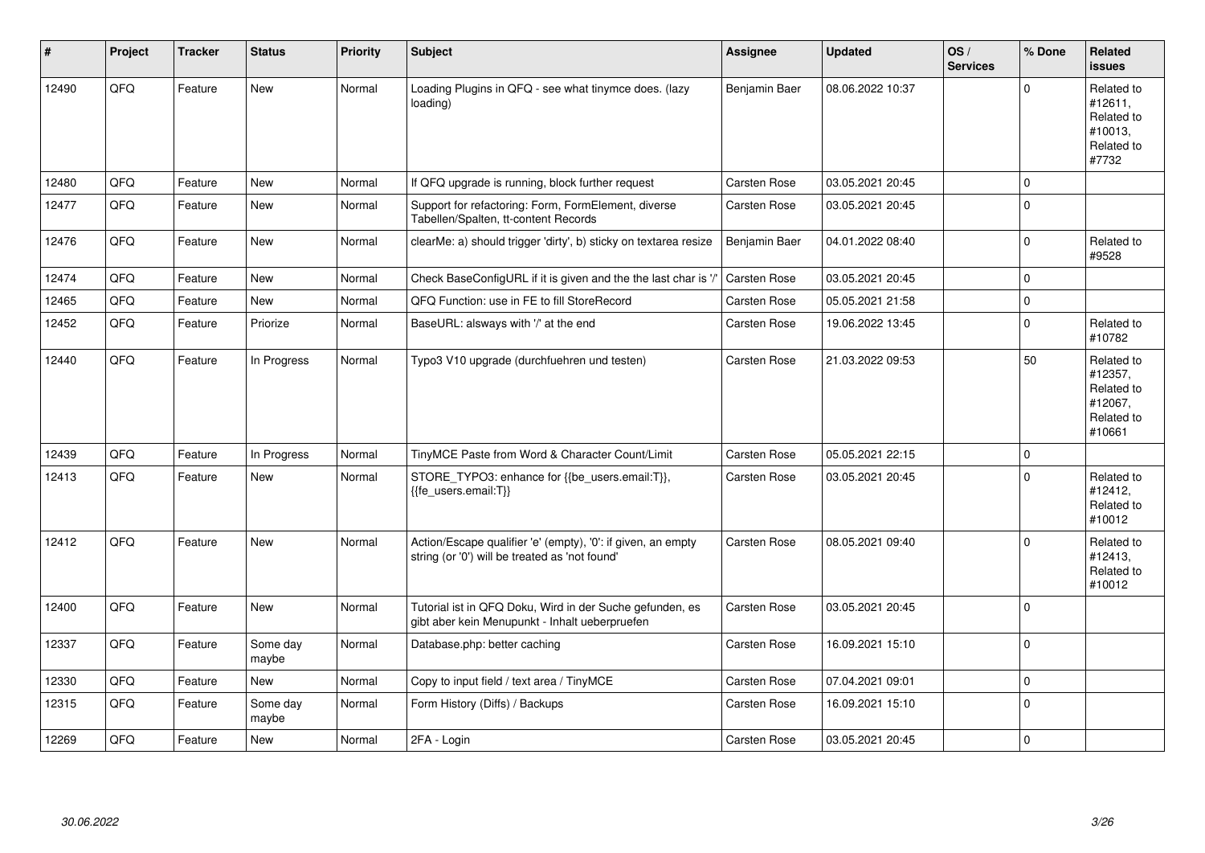| # | Project | Tracker | Status | Priority | Subject | Assignee | Updated | OS / Services | % Done | Related issues |
|---|---|---|---|---|---|---|---|---|---|---|
| 12490 | QFQ | Feature | New | Normal | Loading Plugins in QFQ - see what tinymce does. (lazy loading) | Benjamin Baer | 08.06.2022 10:37 | | 0 | Related to #12611, Related to #10013, Related to #7732 |
| 12480 | QFQ | Feature | New | Normal | If QFQ upgrade is running, block further request | Carsten Rose | 03.05.2021 20:45 | | 0 | |
| 12477 | QFQ | Feature | New | Normal | Support for refactoring: Form, FormElement, diverse Tabellen/Spalten, tt-content Records | Carsten Rose | 03.05.2021 20:45 | | 0 | |
| 12476 | QFQ | Feature | New | Normal | clearMe: a) should trigger 'dirty', b) sticky on textarea resize | Benjamin Baer | 04.01.2022 08:40 | | 0 | Related to #9528 |
| 12474 | QFQ | Feature | New | Normal | Check BaseConfigURL if it is given and the the last char is '/' | Carsten Rose | 03.05.2021 20:45 | | 0 | |
| 12465 | QFQ | Feature | New | Normal | QFQ Function: use in FE to fill StoreRecord | Carsten Rose | 05.05.2021 21:58 | | 0 | |
| 12452 | QFQ | Feature | Priorize | Normal | BaseURL: alsways with '/' at the end | Carsten Rose | 19.06.2022 13:45 | | 0 | Related to #10782 |
| 12440 | QFQ | Feature | In Progress | Normal | Typo3 V10 upgrade (durchfuehren und testen) | Carsten Rose | 21.03.2022 09:53 | | 50 | Related to #12357, Related to #12067, Related to #10661 |
| 12439 | QFQ | Feature | In Progress | Normal | TinyMCE Paste from Word & Character Count/Limit | Carsten Rose | 05.05.2021 22:15 | | 0 | |
| 12413 | QFQ | Feature | New | Normal | STORE_TYPO3: enhance for {{be_users.email:T}}, {{fe_users.email:T}} | Carsten Rose | 03.05.2021 20:45 | | 0 | Related to #12412, Related to #10012 |
| 12412 | QFQ | Feature | New | Normal | Action/Escape qualifier 'e' (empty), '0': if given, an empty string (or '0') will be treated as 'not found' | Carsten Rose | 08.05.2021 09:40 | | 0 | Related to #12413, Related to #10012 |
| 12400 | QFQ | Feature | New | Normal | Tutorial ist in QFQ Doku, Wird in der Suche gefunden, es gibt aber kein Menupunkt - Inhalt ueberpruefen | Carsten Rose | 03.05.2021 20:45 | | 0 | |
| 12337 | QFQ | Feature | Some day maybe | Normal | Database.php: better caching | Carsten Rose | 16.09.2021 15:10 | | 0 | |
| 12330 | QFQ | Feature | New | Normal | Copy to input field / text area / TinyMCE | Carsten Rose | 07.04.2021 09:01 | | 0 | |
| 12315 | QFQ | Feature | Some day maybe | Normal | Form History (Diffs) / Backups | Carsten Rose | 16.09.2021 15:10 | | 0 | |
| 12269 | QFQ | Feature | New | Normal | 2FA - Login | Carsten Rose | 03.05.2021 20:45 | | 0 | |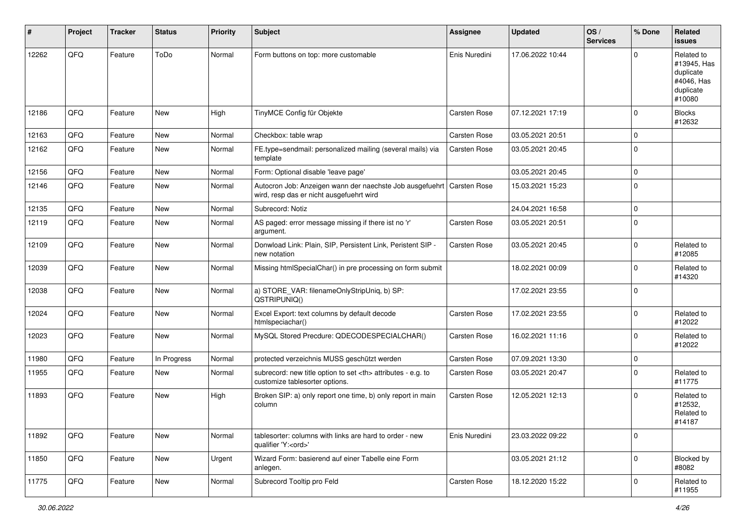| # | Project | Tracker | Status | Priority | Subject | Assignee | Updated | OS / Services | % Done | Related issues |
|---|---|---|---|---|---|---|---|---|---|---|
| 12262 | QFQ | Feature | ToDo | Normal | Form buttons on top: more customable | Enis Nuredini | 17.06.2022 10:44 | | 0 | Related to #13945, Has duplicate #4046, Has duplicate #10080 |
| 12186 | QFQ | Feature | New | High | TinyMCE Config für Objekte | Carsten Rose | 07.12.2021 17:19 | | 0 | Blocks #12632 |
| 12163 | QFQ | Feature | New | Normal | Checkbox: table wrap | Carsten Rose | 03.05.2021 20:51 | | 0 | |
| 12162 | QFQ | Feature | New | Normal | FE.type=sendmail: personalized mailing (several mails) via template | Carsten Rose | 03.05.2021 20:45 | | 0 | |
| 12156 | QFQ | Feature | New | Normal | Form: Optional disable 'leave page' | | 03.05.2021 20:45 | | 0 | |
| 12146 | QFQ | Feature | New | Normal | Autocron Job: Anzeigen wann der naechste Job ausgefuehrt wird, resp das er nicht ausgefuehrt wird | Carsten Rose | 15.03.2021 15:23 | | 0 | |
| 12135 | QFQ | Feature | New | Normal | Subrecord: Notiz | | 24.04.2021 16:58 | | 0 | |
| 12119 | QFQ | Feature | New | Normal | AS paged: error message missing if there ist no 'r' argument. | Carsten Rose | 03.05.2021 20:51 | | 0 | |
| 12109 | QFQ | Feature | New | Normal | Donwload Link: Plain, SIP, Persistent Link, Peristent SIP - new notation | Carsten Rose | 03.05.2021 20:45 | | 0 | Related to #12085 |
| 12039 | QFQ | Feature | New | Normal | Missing htmlSpecialChar() in pre processing on form submit | | 18.02.2021 00:09 | | 0 | Related to #14320 |
| 12038 | QFQ | Feature | New | Normal | a) STORE_VAR: filenameOnlyStripUniq, b) SP: QSTRIPUNIQ() | | 17.02.2021 23:55 | | 0 | |
| 12024 | QFQ | Feature | New | Normal | Excel Export: text columns by default decode htmlspeciachar() | Carsten Rose | 17.02.2021 23:55 | | 0 | Related to #12022 |
| 12023 | QFQ | Feature | New | Normal | MySQL Stored Precdure: QDECODESPECIALCHAR() | Carsten Rose | 16.02.2021 11:16 | | 0 | Related to #12022 |
| 11980 | QFQ | Feature | In Progress | Normal | protected verzeichnis MUSS geschützt werden | Carsten Rose | 07.09.2021 13:30 | | 0 | |
| 11955 | QFQ | Feature | New | Normal | subrecord: new title option to set <th> attributes - e.g. to customize tablesorter options. | Carsten Rose | 03.05.2021 20:47 | | 0 | Related to #11775 |
| 11893 | QFQ | Feature | New | High | Broken SIP: a) only report one time, b) only report in main column | Carsten Rose | 12.05.2021 12:13 | | 0 | Related to #12532, Related to #14187 |
| 11892 | QFQ | Feature | New | Normal | tablesorter: columns with links are hard to order - new qualifier 'Y:<ord>' | Enis Nuredini | 23.03.2022 09:22 | | 0 | |
| 11850 | QFQ | Feature | New | Urgent | Wizard Form: basierend auf einer Tabelle eine Form anlegen. | | 03.05.2021 21:12 | | 0 | Blocked by #8082 |
| 11775 | QFQ | Feature | New | Normal | Subrecord Tooltip pro Feld | Carsten Rose | 18.12.2020 15:22 | | 0 | Related to #11955 |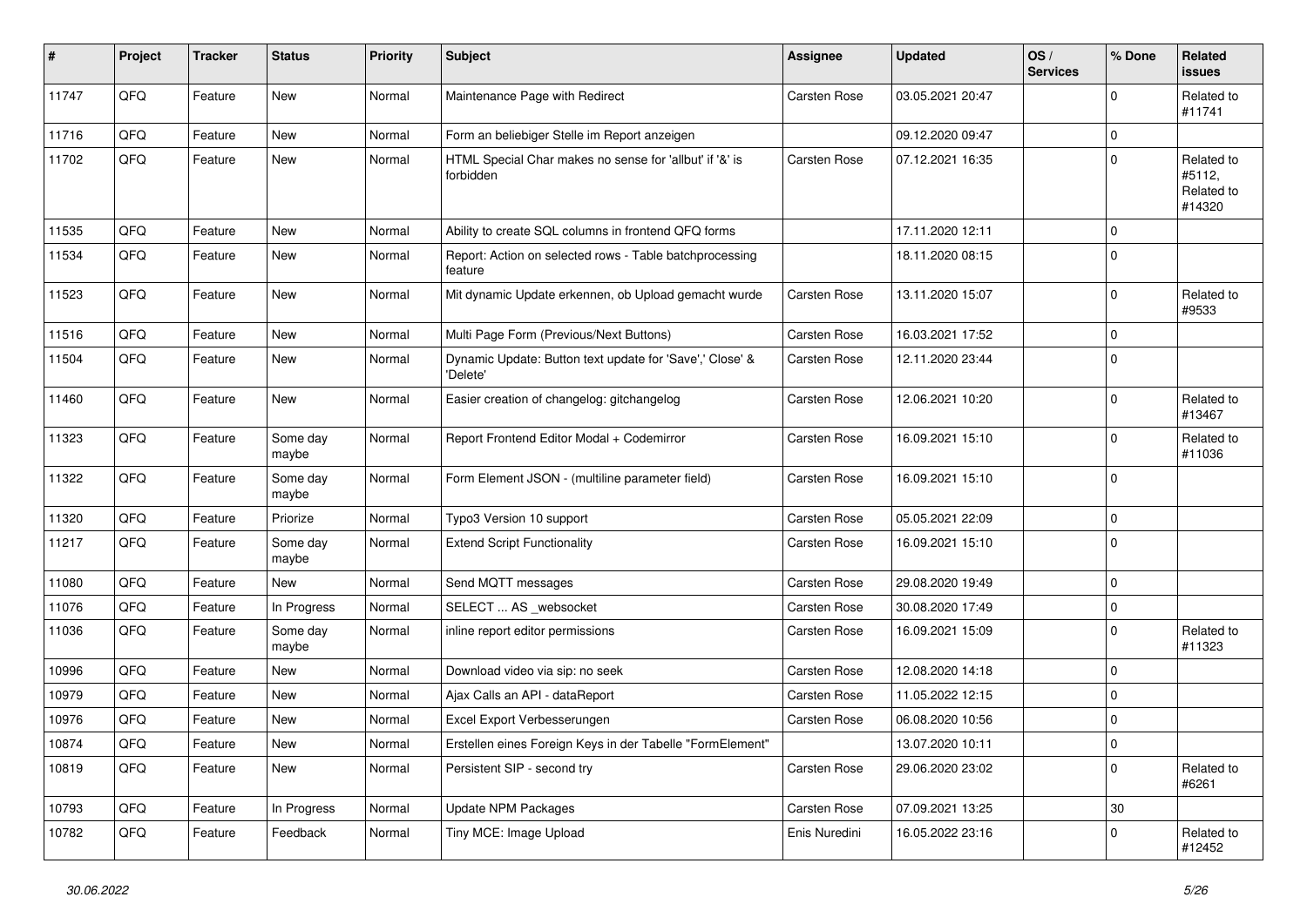| # | Project | Tracker | Status | Priority | Subject | Assignee | Updated | OS / Services | % Done | Related issues |
|---|---|---|---|---|---|---|---|---|---|---|
| 11747 | QFQ | Feature | New | Normal | Maintenance Page with Redirect | Carsten Rose | 03.05.2021 20:47 | | 0 | Related to #11741 |
| 11716 | QFQ | Feature | New | Normal | Form an beliebiger Stelle im Report anzeigen | | 09.12.2020 09:47 | | 0 | |
| 11702 | QFQ | Feature | New | Normal | HTML Special Char makes no sense for 'allbut' if '&' is forbidden | Carsten Rose | 07.12.2021 16:35 | | 0 | Related to #5112, Related to #14320 |
| 11535 | QFQ | Feature | New | Normal | Ability to create SQL columns in frontend QFQ forms | | 17.11.2020 12:11 | | 0 | |
| 11534 | QFQ | Feature | New | Normal | Report: Action on selected rows - Table batchprocessing feature | | 18.11.2020 08:15 | | 0 | |
| 11523 | QFQ | Feature | New | Normal | Mit dynamic Update erkennen, ob Upload gemacht wurde | Carsten Rose | 13.11.2020 15:07 | | 0 | Related to #9533 |
| 11516 | QFQ | Feature | New | Normal | Multi Page Form (Previous/Next Buttons) | Carsten Rose | 16.03.2021 17:52 | | 0 | |
| 11504 | QFQ | Feature | New | Normal | Dynamic Update: Button text update for 'Save',' Close' & 'Delete' | Carsten Rose | 12.11.2020 23:44 | | 0 | |
| 11460 | QFQ | Feature | New | Normal | Easier creation of changelog: gitchangelog | Carsten Rose | 12.06.2021 10:20 | | 0 | Related to #13467 |
| 11323 | QFQ | Feature | Some day maybe | Normal | Report Frontend Editor Modal + Codemirror | Carsten Rose | 16.09.2021 15:10 | | 0 | Related to #11036 |
| 11322 | QFQ | Feature | Some day maybe | Normal | Form Element JSON - (multiline parameter field) | Carsten Rose | 16.09.2021 15:10 | | 0 | |
| 11320 | QFQ | Feature | Priorize | Normal | Typo3 Version 10 support | Carsten Rose | 05.05.2021 22:09 | | 0 | |
| 11217 | QFQ | Feature | Some day maybe | Normal | Extend Script Functionality | Carsten Rose | 16.09.2021 15:10 | | 0 | |
| 11080 | QFQ | Feature | New | Normal | Send MQTT messages | Carsten Rose | 29.08.2020 19:49 | | 0 | |
| 11076 | QFQ | Feature | In Progress | Normal | SELECT ... AS _websocket | Carsten Rose | 30.08.2020 17:49 | | 0 | |
| 11036 | QFQ | Feature | Some day maybe | Normal | inline report editor permissions | Carsten Rose | 16.09.2021 15:09 | | 0 | Related to #11323 |
| 10996 | QFQ | Feature | New | Normal | Download video via sip: no seek | Carsten Rose | 12.08.2020 14:18 | | 0 | |
| 10979 | QFQ | Feature | New | Normal | Ajax Calls an API - dataReport | Carsten Rose | 11.05.2022 12:15 | | 0 | |
| 10976 | QFQ | Feature | New | Normal | Excel Export Verbesserungen | Carsten Rose | 06.08.2020 10:56 | | 0 | |
| 10874 | QFQ | Feature | New | Normal | Erstellen eines Foreign Keys in der Tabelle "FormElement" | | 13.07.2020 10:11 | | 0 | |
| 10819 | QFQ | Feature | New | Normal | Persistent SIP - second try | Carsten Rose | 29.06.2020 23:02 | | 0 | Related to #6261 |
| 10793 | QFQ | Feature | In Progress | Normal | Update NPM Packages | Carsten Rose | 07.09.2021 13:25 | | 30 | |
| 10782 | QFQ | Feature | Feedback | Normal | Tiny MCE: Image Upload | Enis Nuredini | 16.05.2022 23:16 | | 0 | Related to #12452 |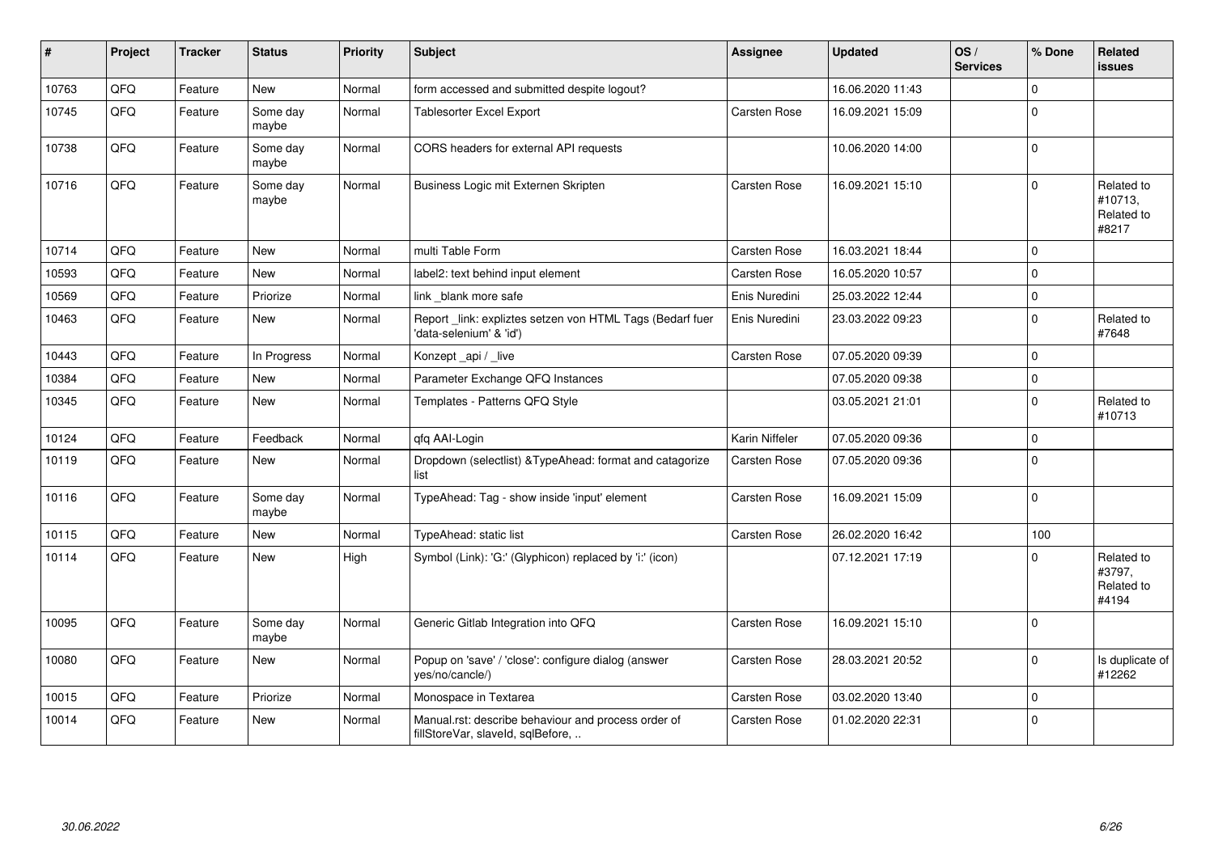| # | Project | Tracker | Status | Priority | Subject | Assignee | Updated | OS / Services | % Done | Related issues |
|---|---|---|---|---|---|---|---|---|---|---|
| 10763 | QFQ | Feature | New | Normal | form accessed and submitted despite logout? | | 16.06.2020 11:43 | | 0 | |
| 10745 | QFQ | Feature | Some day maybe | Normal | Tablesorter Excel Export | Carsten Rose | 16.09.2021 15:09 | | 0 | |
| 10738 | QFQ | Feature | Some day maybe | Normal | CORS headers for external API requests | | 10.06.2020 14:00 | | 0 | |
| 10716 | QFQ | Feature | Some day maybe | Normal | Business Logic mit Externen Skripten | Carsten Rose | 16.09.2021 15:10 | | 0 | Related to #10713, Related to #8217 |
| 10714 | QFQ | Feature | New | Normal | multi Table Form | Carsten Rose | 16.03.2021 18:44 | | 0 | |
| 10593 | QFQ | Feature | New | Normal | label2: text behind input element | Carsten Rose | 16.05.2020 10:57 | | 0 | |
| 10569 | QFQ | Feature | Priorize | Normal | link _blank more safe | Enis Nuredini | 25.03.2022 12:44 | | 0 | |
| 10463 | QFQ | Feature | New | Normal | Report _link: expliztes setzen von HTML Tags (Bedarf fuer 'data-selenium' & 'id') | Enis Nuredini | 23.03.2022 09:23 | | 0 | Related to #7648 |
| 10443 | QFQ | Feature | In Progress | Normal | Konzept _api / _live | Carsten Rose | 07.05.2020 09:39 | | 0 | |
| 10384 | QFQ | Feature | New | Normal | Parameter Exchange QFQ Instances | | 07.05.2020 09:38 | | 0 | |
| 10345 | QFQ | Feature | New | Normal | Templates - Patterns QFQ Style | | 03.05.2021 21:01 | | 0 | Related to #10713 |
| 10124 | QFQ | Feature | Feedback | Normal | qfq AAI-Login | Karin Niffeler | 07.05.2020 09:36 | | 0 | |
| 10119 | QFQ | Feature | New | Normal | Dropdown (selectlist) &TypeAhead: format and catagorize list | Carsten Rose | 07.05.2020 09:36 | | 0 | |
| 10116 | QFQ | Feature | Some day maybe | Normal | TypeAhead: Tag - show inside 'input' element | Carsten Rose | 16.09.2021 15:09 | | 0 | |
| 10115 | QFQ | Feature | New | Normal | TypeAhead: static list | Carsten Rose | 26.02.2020 16:42 | | 100 | |
| 10114 | QFQ | Feature | New | High | Symbol (Link): 'G:' (Glyphicon) replaced by 'i:' (icon) | | 07.12.2021 17:19 | | 0 | Related to #3797, Related to #4194 |
| 10095 | QFQ | Feature | Some day maybe | Normal | Generic Gitlab Integration into QFQ | Carsten Rose | 16.09.2021 15:10 | | 0 | |
| 10080 | QFQ | Feature | New | Normal | Popup on 'save' / 'close': configure dialog (answer yes/no/cancle/) | Carsten Rose | 28.03.2021 20:52 | | 0 | Is duplicate of #12262 |
| 10015 | QFQ | Feature | Priorize | Normal | Monospace in Textarea | Carsten Rose | 03.02.2020 13:40 | | 0 | |
| 10014 | QFQ | Feature | New | Normal | Manual.rst: describe behaviour and process order of fillStoreVar, slaveId, sqlBefore, .. | Carsten Rose | 01.02.2020 22:31 | | 0 | |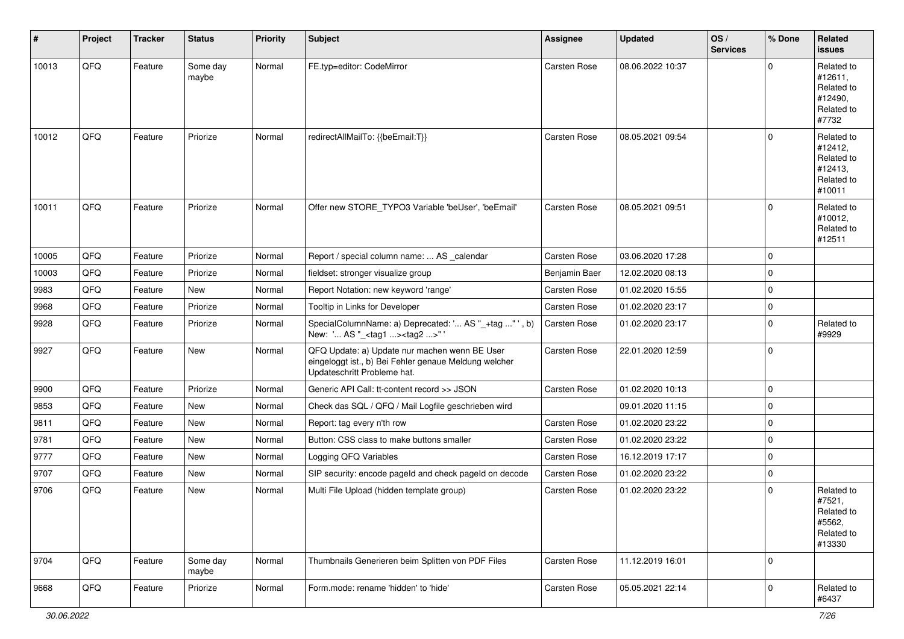| # | Project | Tracker | Status | Priority | Subject | Assignee | Updated | OS / Services | % Done | Related issues |
|---|---|---|---|---|---|---|---|---|---|---|
| 10013 | QFQ | Feature | Some day maybe | Normal | FE.typ=editor: CodeMirror | Carsten Rose | 08.06.2022 10:37 | | 0 | Related to #12611, Related to #12490, Related to #7732 |
| 10012 | QFQ | Feature | Priorize | Normal | redirectAllMailTo: {{beEmail:T}} | Carsten Rose | 08.05.2021 09:54 | | 0 | Related to #12412, Related to #12413, Related to #10011 |
| 10011 | QFQ | Feature | Priorize | Normal | Offer new STORE_TYPO3 Variable 'beUser', 'beEmail' | Carsten Rose | 08.05.2021 09:51 | | 0 | Related to #10012, Related to #12511 |
| 10005 | QFQ | Feature | Priorize | Normal | Report / special column name: ... AS _calendar | Carsten Rose | 03.06.2020 17:28 | | 0 | |
| 10003 | QFQ | Feature | Priorize | Normal | fieldset: stronger visualize group | Benjamin Baer | 12.02.2020 08:13 | | 0 | |
| 9983 | QFQ | Feature | New | Normal | Report Notation: new keyword 'range' | Carsten Rose | 01.02.2020 15:55 | | 0 | |
| 9968 | QFQ | Feature | Priorize | Normal | Tooltip in Links for Developer | Carsten Rose | 01.02.2020 23:17 | | 0 | |
| 9928 | QFQ | Feature | Priorize | Normal | SpecialColumnName: a) Deprecated: '... AS "_+tag ..." ', b) New: '... AS "_<tag1 ...><tag2 ...>" ' | Carsten Rose | 01.02.2020 23:17 | | 0 | Related to #9929 |
| 9927 | QFQ | Feature | New | Normal | QFQ Update: a) Update nur machen wenn BE User eingeloggt ist., b) Bei Fehler genaue Meldung welcher Updateschritt Probleme hat. | Carsten Rose | 22.01.2020 12:59 | | 0 | |
| 9900 | QFQ | Feature | Priorize | Normal | Generic API Call: tt-content record >> JSON | Carsten Rose | 01.02.2020 10:13 | | 0 | |
| 9853 | QFQ | Feature | New | Normal | Check das SQL / QFQ / Mail Logfile geschrieben wird | | 09.01.2020 11:15 | | 0 | |
| 9811 | QFQ | Feature | New | Normal | Report: tag every n'th row | Carsten Rose | 01.02.2020 23:22 | | 0 | |
| 9781 | QFQ | Feature | New | Normal | Button: CSS class to make buttons smaller | Carsten Rose | 01.02.2020 23:22 | | 0 | |
| 9777 | QFQ | Feature | New | Normal | Logging QFQ Variables | Carsten Rose | 16.12.2019 17:17 | | 0 | |
| 9707 | QFQ | Feature | New | Normal | SIP security: encode pageId and check pageId on decode | Carsten Rose | 01.02.2020 23:22 | | 0 | |
| 9706 | QFQ | Feature | New | Normal | Multi File Upload (hidden template group) | Carsten Rose | 01.02.2020 23:22 | | 0 | Related to #7521, Related to #5562, Related to #13330 |
| 9704 | QFQ | Feature | Some day maybe | Normal | Thumbnails Generieren beim Splitten von PDF Files | Carsten Rose | 11.12.2019 16:01 | | 0 | |
| 9668 | QFQ | Feature | Priorize | Normal | Form.mode: rename 'hidden' to 'hide' | Carsten Rose | 05.05.2021 22:14 | | 0 | Related to #6437 |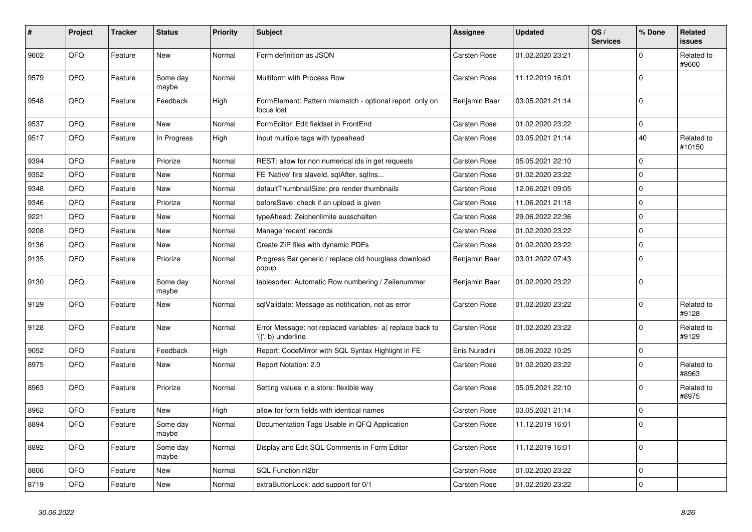| # | Project | Tracker | Status | Priority | Subject | Assignee | Updated | OS / Services | % Done | Related issues |
|---|---|---|---|---|---|---|---|---|---|---|
| 9602 | QFQ | Feature | New | Normal | Form definition as JSON | Carsten Rose | 01.02.2020 23:21 | | 0 | Related to #9600 |
| 9579 | QFQ | Feature | Some day maybe | Normal | Multiform with Process Row | Carsten Rose | 11.12.2019 16:01 | | 0 | |
| 9548 | QFQ | Feature | Feedback | High | FormElement: Pattern mismatch - optional report only on focus lost | Benjamin Baer | 03.05.2021 21:14 | | 0 | |
| 9537 | QFQ | Feature | New | Normal | FormEditor: Edit fieldset in FrontEnd | Carsten Rose | 01.02.2020 23:22 | | 0 | |
| 9517 | QFQ | Feature | In Progress | High | Input multiple tags with typeahead | Carsten Rose | 03.05.2021 21:14 | | 40 | Related to #10150 |
| 9394 | QFQ | Feature | Priorize | Normal | REST: allow for non numerical ids in get requests | Carsten Rose | 05.05.2021 22:10 | | 0 | |
| 9352 | QFQ | Feature | New | Normal | FE 'Native' fire slaveId, sqlAfter, sqlIns... | Carsten Rose | 01.02.2020 23:22 | | 0 | |
| 9348 | QFQ | Feature | New | Normal | defaultThumbnailSize: pre render thumbnails | Carsten Rose | 12.06.2021 09:05 | | 0 | |
| 9346 | QFQ | Feature | Priorize | Normal | beforeSave: check if an upload is given | Carsten Rose | 11.06.2021 21:18 | | 0 | |
| 9221 | QFQ | Feature | New | Normal | typeAhead: Zeichenlimite ausschalten | Carsten Rose | 29.06.2022 22:36 | | 0 | |
| 9208 | QFQ | Feature | New | Normal | Manage 'recent' records | Carsten Rose | 01.02.2020 23:22 | | 0 | |
| 9136 | QFQ | Feature | New | Normal | Create ZIP files with dynamic PDFs | Carsten Rose | 01.02.2020 23:22 | | 0 | |
| 9135 | QFQ | Feature | Priorize | Normal | Progress Bar generic / replace old hourglass download popup | Benjamin Baer | 03.01.2022 07:43 | | 0 | |
| 9130 | QFQ | Feature | Some day maybe | Normal | tablesorter: Automatic Row numbering / Zeilenummer | Benjamin Baer | 01.02.2020 23:22 | | 0 | |
| 9129 | QFQ | Feature | New | Normal | sqlValidate: Message as notification, not as error | Carsten Rose | 01.02.2020 23:22 | | 0 | Related to #9128 |
| 9128 | QFQ | Feature | New | Normal | Error Message: not replaced variables- a) replace back to '{{', b) underline | Carsten Rose | 01.02.2020 23:22 | | 0 | Related to #9129 |
| 9052 | QFQ | Feature | Feedback | High | Report: CodeMirror with SQL Syntax Highlight in FE | Enis Nuredini | 08.06.2022 10:25 | | 0 | |
| 8975 | QFQ | Feature | New | Normal | Report Notation: 2.0 | Carsten Rose | 01.02.2020 23:22 | | 0 | Related to #8963 |
| 8963 | QFQ | Feature | Priorize | Normal | Setting values in a store: flexible way | Carsten Rose | 05.05.2021 22:10 | | 0 | Related to #8975 |
| 8962 | QFQ | Feature | New | High | allow for form fields with identical names | Carsten Rose | 03.05.2021 21:14 | | 0 | |
| 8894 | QFQ | Feature | Some day maybe | Normal | Documentation Tags Usable in QFQ Application | Carsten Rose | 11.12.2019 16:01 | | 0 | |
| 8892 | QFQ | Feature | Some day maybe | Normal | Display and Edit SQL Comments in Form Editor | Carsten Rose | 11.12.2019 16:01 | | 0 | |
| 8806 | QFQ | Feature | New | Normal | SQL Function nl2br | Carsten Rose | 01.02.2020 23:22 | | 0 | |
| 8719 | QFQ | Feature | New | Normal | extraButtonLock: add support for 0/1 | Carsten Rose | 01.02.2020 23:22 | | 0 | |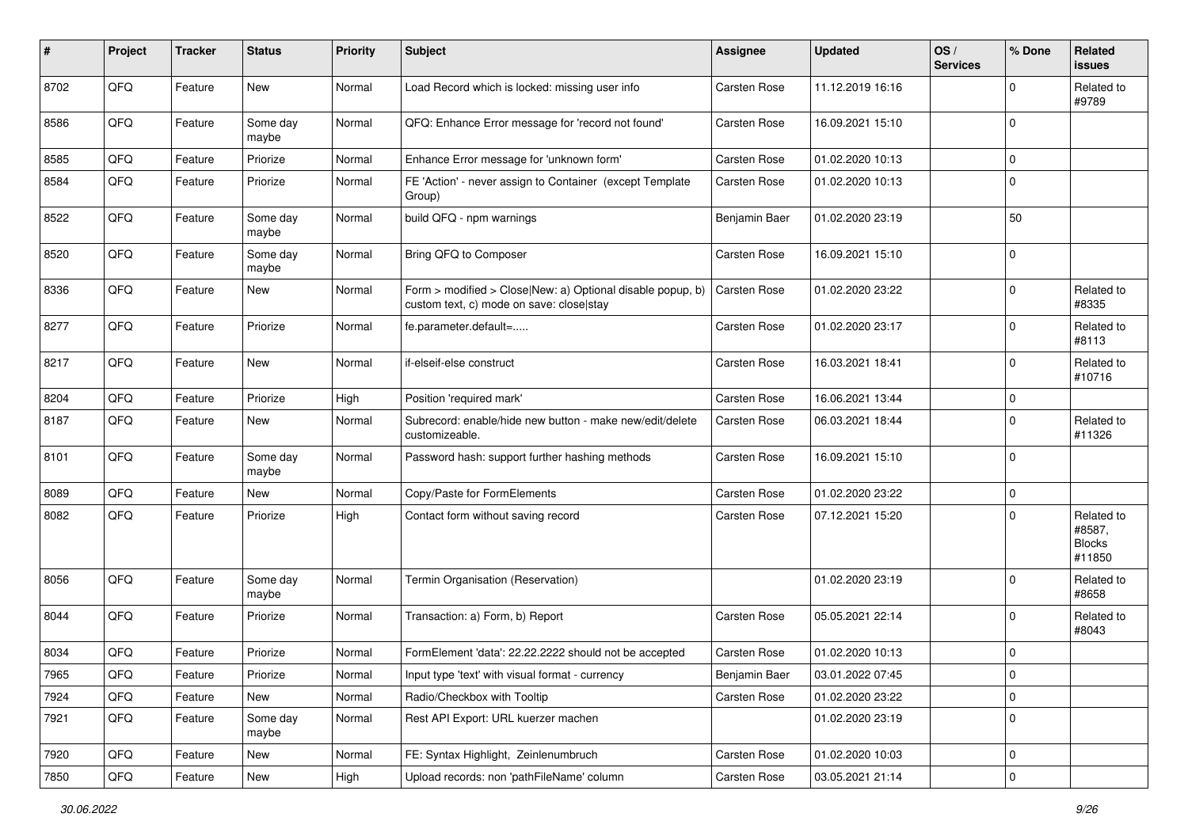| # | Project | Tracker | Status | Priority | Subject | Assignee | Updated | OS / Services | % Done | Related issues |
|---|---|---|---|---|---|---|---|---|---|---|
| 8702 | QFQ | Feature | New | Normal | Load Record which is locked: missing user info | Carsten Rose | 11.12.2019 16:16 | | 0 | Related to #9789 |
| 8586 | QFQ | Feature | Some day maybe | Normal | QFQ: Enhance Error message for 'record not found' | Carsten Rose | 16.09.2021 15:10 | | 0 | |
| 8585 | QFQ | Feature | Priorize | Normal | Enhance Error message for 'unknown form' | Carsten Rose | 01.02.2020 10:13 | | 0 | |
| 8584 | QFQ | Feature | Priorize | Normal | FE 'Action' - never assign to Container (except Template Group) | Carsten Rose | 01.02.2020 10:13 | | 0 | |
| 8522 | QFQ | Feature | Some day maybe | Normal | build QFQ - npm warnings | Benjamin Baer | 01.02.2020 23:19 | | 50 | |
| 8520 | QFQ | Feature | Some day maybe | Normal | Bring QFQ to Composer | Carsten Rose | 16.09.2021 15:10 | | 0 | |
| 8336 | QFQ | Feature | New | Normal | Form > modified > Close\|New: a) Optional disable popup, b) custom text, c) mode on save: close\|stay | Carsten Rose | 01.02.2020 23:22 | | 0 | Related to #8335 |
| 8277 | QFQ | Feature | Priorize | Normal | fe.parameter.default=..... | Carsten Rose | 01.02.2020 23:17 | | 0 | Related to #8113 |
| 8217 | QFQ | Feature | New | Normal | if-elseif-else construct | Carsten Rose | 16.03.2021 18:41 | | 0 | Related to #10716 |
| 8204 | QFQ | Feature | Priorize | High | Position 'required mark' | Carsten Rose | 16.06.2021 13:44 | | 0 | |
| 8187 | QFQ | Feature | New | Normal | Subrecord: enable/hide new button - make new/edit/delete customizeable. | Carsten Rose | 06.03.2021 18:44 | | 0 | Related to #11326 |
| 8101 | QFQ | Feature | Some day maybe | Normal | Password hash: support further hashing methods | Carsten Rose | 16.09.2021 15:10 | | 0 | |
| 8089 | QFQ | Feature | New | Normal | Copy/Paste for FormElements | Carsten Rose | 01.02.2020 23:22 | | 0 | |
| 8082 | QFQ | Feature | Priorize | High | Contact form without saving record | Carsten Rose | 07.12.2021 15:20 | | 0 | Related to #8587, Blocks #11850 |
| 8056 | QFQ | Feature | Some day maybe | Normal | Termin Organisation (Reservation) | | 01.02.2020 23:19 | | 0 | Related to #8658 |
| 8044 | QFQ | Feature | Priorize | Normal | Transaction: a) Form, b) Report | Carsten Rose | 05.05.2021 22:14 | | 0 | Related to #8043 |
| 8034 | QFQ | Feature | Priorize | Normal | FormElement 'data': 22.22.2222 should not be accepted | Carsten Rose | 01.02.2020 10:13 | | 0 | |
| 7965 | QFQ | Feature | Priorize | Normal | Input type 'text' with visual format - currency | Benjamin Baer | 03.01.2022 07:45 | | 0 | |
| 7924 | QFQ | Feature | New | Normal | Radio/Checkbox with Tooltip | Carsten Rose | 01.02.2020 23:22 | | 0 | |
| 7921 | QFQ | Feature | Some day maybe | Normal | Rest API Export: URL kuerzer machen | | 01.02.2020 23:19 | | 0 | |
| 7920 | QFQ | Feature | New | Normal | FE: Syntax Highlight, Zeinlenumbruch | Carsten Rose | 01.02.2020 10:03 | | 0 | |
| 7850 | QFQ | Feature | New | High | Upload records: non 'pathFileName' column | Carsten Rose | 03.05.2021 21:14 | | 0 | |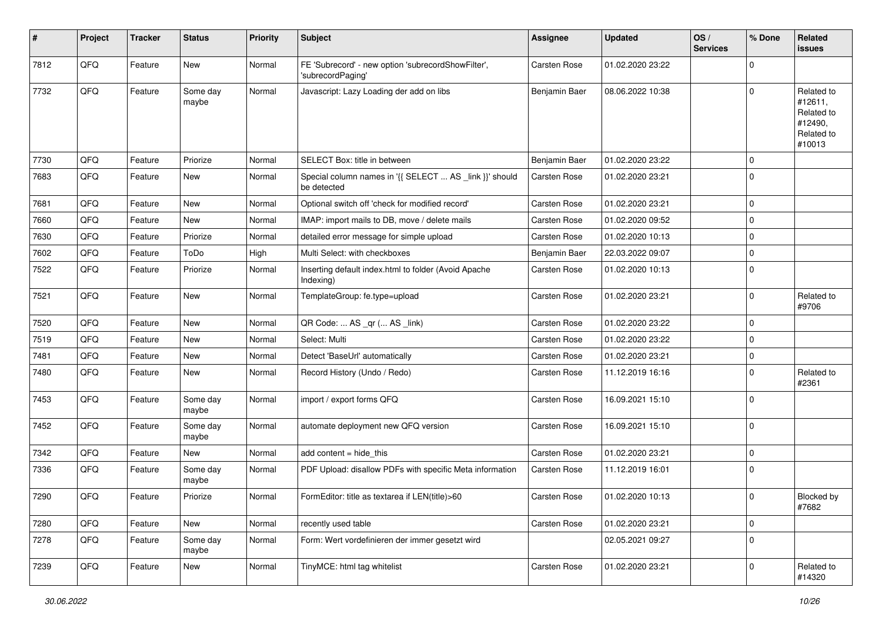| # | Project | Tracker | Status | Priority | Subject | Assignee | Updated | OS / Services | % Done | Related issues |
|---|---|---|---|---|---|---|---|---|---|---|
| 7812 | QFQ | Feature | New | Normal | FE 'Subrecord' - new option 'subrecordShowFilter', 'subrecordPaging' | Carsten Rose | 01.02.2020 23:22 | | 0 | |
| 7732 | QFQ | Feature | Some day maybe | Normal | Javascript: Lazy Loading der add on libs | Benjamin Baer | 08.06.2022 10:38 | | 0 | Related to #12611, Related to #12490, Related to #10013 |
| 7730 | QFQ | Feature | Priorize | Normal | SELECT Box: title in between | Benjamin Baer | 01.02.2020 23:22 | | 0 | |
| 7683 | QFQ | Feature | New | Normal | Special column names in '{{ SELECT ... AS _link }}' should be detected | Carsten Rose | 01.02.2020 23:21 | | 0 | |
| 7681 | QFQ | Feature | New | Normal | Optional switch off 'check for modified record' | Carsten Rose | 01.02.2020 23:21 | | 0 | |
| 7660 | QFQ | Feature | New | Normal | IMAP: import mails to DB, move / delete mails | Carsten Rose | 01.02.2020 09:52 | | 0 | |
| 7630 | QFQ | Feature | Priorize | Normal | detailed error message for simple upload | Carsten Rose | 01.02.2020 10:13 | | 0 | |
| 7602 | QFQ | Feature | ToDo | High | Multi Select: with checkboxes | Benjamin Baer | 22.03.2022 09:07 | | 0 | |
| 7522 | QFQ | Feature | Priorize | Normal | Inserting default index.html to folder (Avoid Apache Indexing) | Carsten Rose | 01.02.2020 10:13 | | 0 | |
| 7521 | QFQ | Feature | New | Normal | TemplateGroup: fe.type=upload | Carsten Rose | 01.02.2020 23:21 | | 0 | Related to #9706 |
| 7520 | QFQ | Feature | New | Normal | QR Code: ... AS _qr (... AS _link) | Carsten Rose | 01.02.2020 23:22 | | 0 | |
| 7519 | QFQ | Feature | New | Normal | Select: Multi | Carsten Rose | 01.02.2020 23:22 | | 0 | |
| 7481 | QFQ | Feature | New | Normal | Detect 'BaseUrl' automatically | Carsten Rose | 01.02.2020 23:21 | | 0 | |
| 7480 | QFQ | Feature | New | Normal | Record History (Undo / Redo) | Carsten Rose | 11.12.2019 16:16 | | 0 | Related to #2361 |
| 7453 | QFQ | Feature | Some day maybe | Normal | import / export forms QFQ | Carsten Rose | 16.09.2021 15:10 | | 0 | |
| 7452 | QFQ | Feature | Some day maybe | Normal | automate deployment new QFQ version | Carsten Rose | 16.09.2021 15:10 | | 0 | |
| 7342 | QFQ | Feature | New | Normal | add content = hide_this | Carsten Rose | 01.02.2020 23:21 | | 0 | |
| 7336 | QFQ | Feature | Some day maybe | Normal | PDF Upload: disallow PDFs with specific Meta information | Carsten Rose | 11.12.2019 16:01 | | 0 | |
| 7290 | QFQ | Feature | Priorize | Normal | FormEditor: title as textarea if LEN(title)>60 | Carsten Rose | 01.02.2020 10:13 | | 0 | Blocked by #7682 |
| 7280 | QFQ | Feature | New | Normal | recently used table | Carsten Rose | 01.02.2020 23:21 | | 0 | |
| 7278 | QFQ | Feature | Some day maybe | Normal | Form: Wert vordefinieren der immer gesetzt wird | | 02.05.2021 09:27 | | 0 | |
| 7239 | QFQ | Feature | New | Normal | TinyMCE: html tag whitelist | Carsten Rose | 01.02.2020 23:21 | | 0 | Related to #14320 |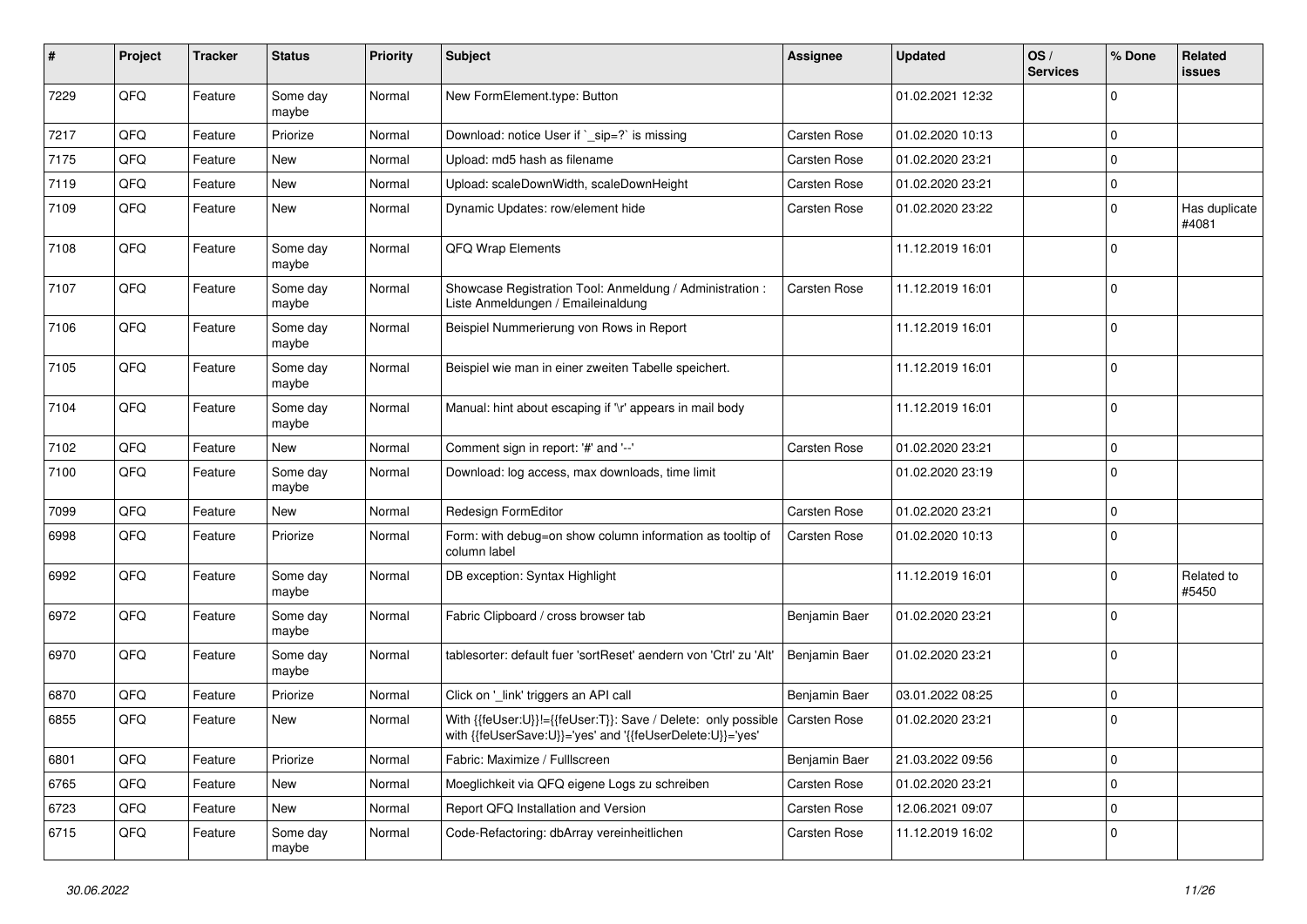| # | Project | Tracker | Status | Priority | Subject | Assignee | Updated | OS / Services | % Done | Related issues |
|---|---|---|---|---|---|---|---|---|---|---|
| 7229 | QFQ | Feature | Some day maybe | Normal | New FormElement.type: Button | | 01.02.2021 12:32 | | 0 | |
| 7217 | QFQ | Feature | Priorize | Normal | Download: notice User if `_sip=?` is missing | Carsten Rose | 01.02.2020 10:13 | | 0 | |
| 7175 | QFQ | Feature | New | Normal | Upload: md5 hash as filename | Carsten Rose | 01.02.2020 23:21 | | 0 | |
| 7119 | QFQ | Feature | New | Normal | Upload: scaleDownWidth, scaleDownHeight | Carsten Rose | 01.02.2020 23:21 | | 0 | |
| 7109 | QFQ | Feature | New | Normal | Dynamic Updates: row/element hide | Carsten Rose | 01.02.2020 23:22 | | 0 | Has duplicate #4081 |
| 7108 | QFQ | Feature | Some day maybe | Normal | QFQ Wrap Elements | | 11.12.2019 16:01 | | 0 | |
| 7107 | QFQ | Feature | Some day maybe | Normal | Showcase Registration Tool: Anmeldung / Administration : Liste Anmeldungen / Emaileinaldung | Carsten Rose | 11.12.2019 16:01 | | 0 | |
| 7106 | QFQ | Feature | Some day maybe | Normal | Beispiel Nummerierung von Rows in Report | | 11.12.2019 16:01 | | 0 | |
| 7105 | QFQ | Feature | Some day maybe | Normal | Beispiel wie man in einer zweiten Tabelle speichert. | | 11.12.2019 16:01 | | 0 | |
| 7104 | QFQ | Feature | Some day maybe | Normal | Manual: hint about escaping if '\r' appears in mail body | | 11.12.2019 16:01 | | 0 | |
| 7102 | QFQ | Feature | New | Normal | Comment sign in report: '#' and '--' | Carsten Rose | 01.02.2020 23:21 | | 0 | |
| 7100 | QFQ | Feature | Some day maybe | Normal | Download: log access, max downloads, time limit | | 01.02.2020 23:19 | | 0 | |
| 7099 | QFQ | Feature | New | Normal | Redesign FormEditor | Carsten Rose | 01.02.2020 23:21 | | 0 | |
| 6998 | QFQ | Feature | Priorize | Normal | Form: with debug=on show column information as tooltip of column label | Carsten Rose | 01.02.2020 10:13 | | 0 | |
| 6992 | QFQ | Feature | Some day maybe | Normal | DB exception: Syntax Highlight | | 11.12.2019 16:01 | | 0 | Related to #5450 |
| 6972 | QFQ | Feature | Some day maybe | Normal | Fabric Clipboard / cross browser tab | Benjamin Baer | 01.02.2020 23:21 | | 0 | |
| 6970 | QFQ | Feature | Some day maybe | Normal | tablesorter: default fuer 'sortReset' aendern von 'Ctrl' zu 'Alt' | Benjamin Baer | 01.02.2020 23:21 | | 0 | |
| 6870 | QFQ | Feature | Priorize | Normal | Click on '_link' triggers an API call | Benjamin Baer | 03.01.2022 08:25 | | 0 | |
| 6855 | QFQ | Feature | New | Normal | With {{feUser:U}}!={{feUser:T}}: Save / Delete: only possible with {{feUserSave:U}}='yes' and '{{feUserDelete:U}}='yes' | Carsten Rose | 01.02.2020 23:21 | | 0 | |
| 6801 | QFQ | Feature | Priorize | Normal | Fabric: Maximize / Fulllscreen | Benjamin Baer | 21.03.2022 09:56 | | 0 | |
| 6765 | QFQ | Feature | New | Normal | Moeglichkeit via QFQ eigene Logs zu schreiben | Carsten Rose | 01.02.2020 23:21 | | 0 | |
| 6723 | QFQ | Feature | New | Normal | Report QFQ Installation and Version | Carsten Rose | 12.06.2021 09:07 | | 0 | |
| 6715 | QFQ | Feature | Some day maybe | Normal | Code-Refactoring: dbArray vereinheitlichen | Carsten Rose | 11.12.2019 16:02 | | 0 | |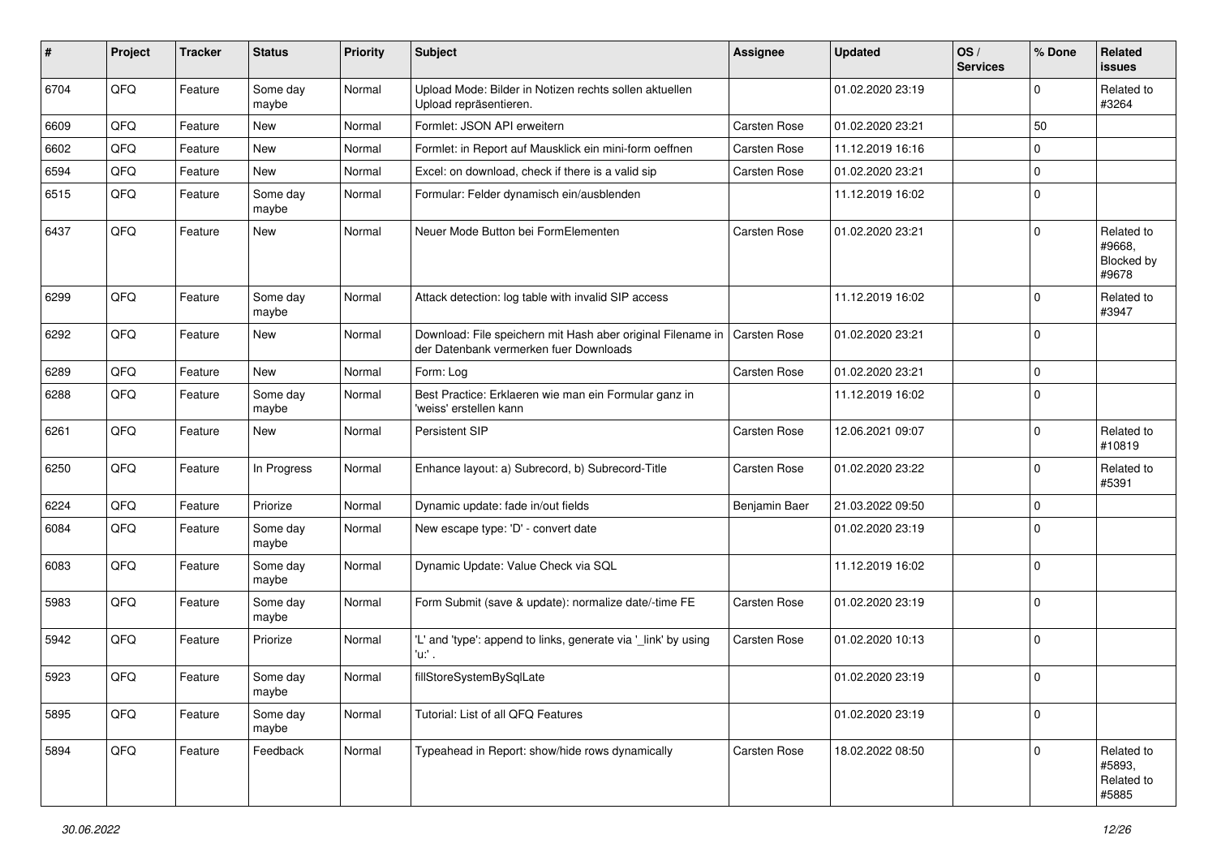| # | Project | Tracker | Status | Priority | Subject | Assignee | Updated | OS / Services | % Done | Related issues |
|---|---|---|---|---|---|---|---|---|---|---|
| 6704 | QFQ | Feature | Some day maybe | Normal | Upload Mode: Bilder in Notizen rechts sollen aktuellen Upload repräsentieren. | | 01.02.2020 23:19 | | 0 | Related to #3264 |
| 6609 | QFQ | Feature | New | Normal | Formlet: JSON API erweitern | Carsten Rose | 01.02.2020 23:21 | | 50 | |
| 6602 | QFQ | Feature | New | Normal | Formlet: in Report auf Mausklick ein mini-form oeffnen | Carsten Rose | 11.12.2019 16:16 | | 0 | |
| 6594 | QFQ | Feature | New | Normal | Excel: on download, check if there is a valid sip | Carsten Rose | 01.02.2020 23:21 | | 0 | |
| 6515 | QFQ | Feature | Some day maybe | Normal | Formular: Felder dynamisch ein/ausblenden | | 11.12.2019 16:02 | | 0 | |
| 6437 | QFQ | Feature | New | Normal | Neuer Mode Button bei FormElementen | Carsten Rose | 01.02.2020 23:21 | | 0 | Related to #9668, Blocked by #9678 |
| 6299 | QFQ | Feature | Some day maybe | Normal | Attack detection: log table with invalid SIP access | | 11.12.2019 16:02 | | 0 | Related to #3947 |
| 6292 | QFQ | Feature | New | Normal | Download: File speichern mit Hash aber original Filename in der Datenbank vermerken fuer Downloads | Carsten Rose | 01.02.2020 23:21 | | 0 | |
| 6289 | QFQ | Feature | New | Normal | Form: Log | Carsten Rose | 01.02.2020 23:21 | | 0 | |
| 6288 | QFQ | Feature | Some day maybe | Normal | Best Practice: Erklaeren wie man ein Formular ganz in 'weiss' erstellen kann | | 11.12.2019 16:02 | | 0 | |
| 6261 | QFQ | Feature | New | Normal | Persistent SIP | Carsten Rose | 12.06.2021 09:07 | | 0 | Related to #10819 |
| 6250 | QFQ | Feature | In Progress | Normal | Enhance layout: a) Subrecord, b) Subrecord-Title | Carsten Rose | 01.02.2020 23:22 | | 0 | Related to #5391 |
| 6224 | QFQ | Feature | Priorize | Normal | Dynamic update: fade in/out fields | Benjamin Baer | 21.03.2022 09:50 | | 0 | |
| 6084 | QFQ | Feature | Some day maybe | Normal | New escape type: 'D' - convert date | | 01.02.2020 23:19 | | 0 | |
| 6083 | QFQ | Feature | Some day maybe | Normal | Dynamic Update: Value Check via SQL | | 11.12.2019 16:02 | | 0 | |
| 5983 | QFQ | Feature | Some day maybe | Normal | Form Submit (save & update): normalize date/-time FE | Carsten Rose | 01.02.2020 23:19 | | 0 | |
| 5942 | QFQ | Feature | Priorize | Normal | 'L' and 'type': append to links, generate via '_link' by using 'u:' . | Carsten Rose | 01.02.2020 10:13 | | 0 | |
| 5923 | QFQ | Feature | Some day maybe | Normal | fillStoreSystemBySqlLate | | 01.02.2020 23:19 | | 0 | |
| 5895 | QFQ | Feature | Some day maybe | Normal | Tutorial: List of all QFQ Features | | 01.02.2020 23:19 | | 0 | |
| 5894 | QFQ | Feature | Feedback | Normal | Typeahead in Report: show/hide rows dynamically | Carsten Rose | 18.02.2022 08:50 | | 0 | Related to #5893, Related to #5885 |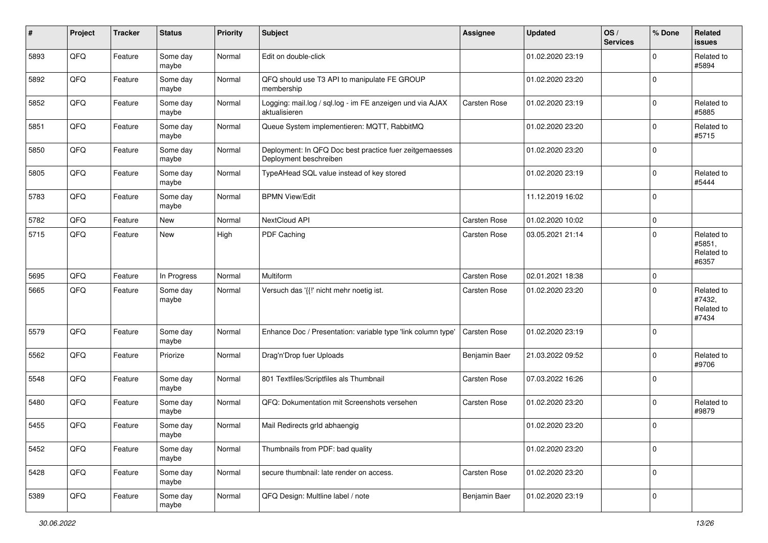| # | Project | Tracker | Status | Priority | Subject | Assignee | Updated | OS / Services | % Done | Related issues |
|---|---|---|---|---|---|---|---|---|---|---|
| 5893 | QFQ | Feature | Some day maybe | Normal | Edit on double-click | | 01.02.2020 23:19 | | 0 | Related to #5894 |
| 5892 | QFQ | Feature | Some day maybe | Normal | QFQ should use T3 API to manipulate FE GROUP membership | | 01.02.2020 23:20 | | 0 | |
| 5852 | QFQ | Feature | Some day maybe | Normal | Logging: mail.log / sql.log - im FE anzeigen und via AJAX aktualisieren | Carsten Rose | 01.02.2020 23:19 | | 0 | Related to #5885 |
| 5851 | QFQ | Feature | Some day maybe | Normal | Queue System implementieren: MQTT, RabbitMQ | | 01.02.2020 23:20 | | 0 | Related to #5715 |
| 5850 | QFQ | Feature | Some day maybe | Normal | Deployment: In QFQ Doc best practice fuer zeitgemaesses Deployment beschreiben | | 01.02.2020 23:20 | | 0 | |
| 5805 | QFQ | Feature | Some day maybe | Normal | TypeAHead SQL value instead of key stored | | 01.02.2020 23:19 | | 0 | Related to #5444 |
| 5783 | QFQ | Feature | Some day maybe | Normal | BPMN View/Edit | | 11.12.2019 16:02 | | 0 | |
| 5782 | QFQ | Feature | New | Normal | NextCloud API | Carsten Rose | 01.02.2020 10:02 | | 0 | |
| 5715 | QFQ | Feature | New | High | PDF Caching | Carsten Rose | 03.05.2021 21:14 | | 0 | Related to #5851, Related to #6357 |
| 5695 | QFQ | Feature | In Progress | Normal | Multiform | Carsten Rose | 02.01.2021 18:38 | | 0 | |
| 5665 | QFQ | Feature | Some day maybe | Normal | Versuch das '{{!' nicht mehr noetig ist. | Carsten Rose | 01.02.2020 23:20 | | 0 | Related to #7432, Related to #7434 |
| 5579 | QFQ | Feature | Some day maybe | Normal | Enhance Doc / Presentation: variable type 'link column type' | Carsten Rose | 01.02.2020 23:19 | | 0 | |
| 5562 | QFQ | Feature | Priorize | Normal | Drag'n'Drop fuer Uploads | Benjamin Baer | 21.03.2022 09:52 | | 0 | Related to #9706 |
| 5548 | QFQ | Feature | Some day maybe | Normal | 801 Textfiles/Scriptfiles als Thumbnail | Carsten Rose | 07.03.2022 16:26 | | 0 | |
| 5480 | QFQ | Feature | Some day maybe | Normal | QFQ: Dokumentation mit Screenshots versehen | Carsten Rose | 01.02.2020 23:20 | | 0 | Related to #9879 |
| 5455 | QFQ | Feature | Some day maybe | Normal | Mail Redirects grId abhaengig | | 01.02.2020 23:20 | | 0 | |
| 5452 | QFQ | Feature | Some day maybe | Normal | Thumbnails from PDF: bad quality | | 01.02.2020 23:20 | | 0 | |
| 5428 | QFQ | Feature | Some day maybe | Normal | secure thumbnail: late render on access. | Carsten Rose | 01.02.2020 23:20 | | 0 | |
| 5389 | QFQ | Feature | Some day maybe | Normal | QFQ Design: Multline label / note | Benjamin Baer | 01.02.2020 23:19 | | 0 | |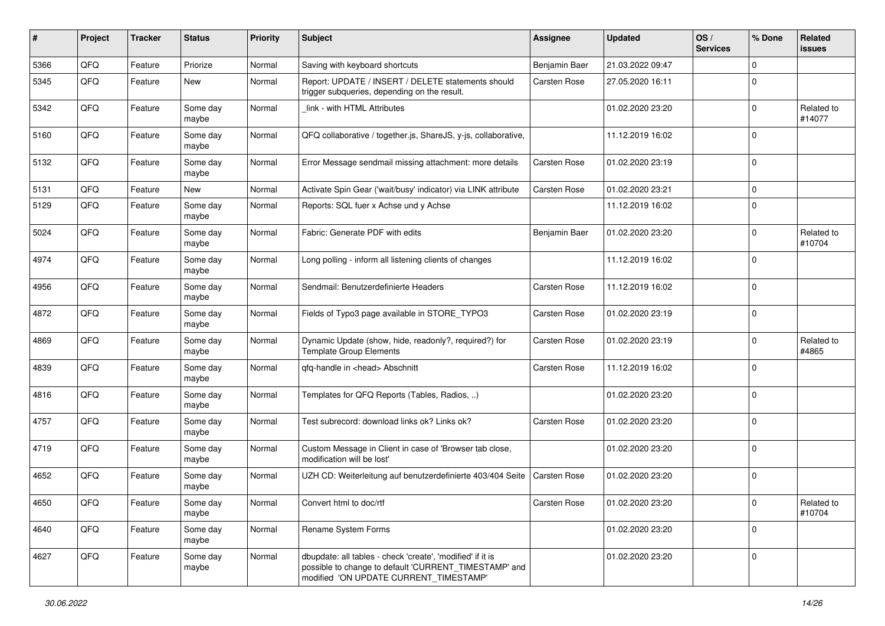| # | Project | Tracker | Status | Priority | Subject | Assignee | Updated | OS / Services | % Done | Related issues |
|---|---|---|---|---|---|---|---|---|---|---|
| 5366 | QFQ | Feature | Priorize | Normal | Saving with keyboard shortcuts | Benjamin Baer | 21.03.2022 09:47 | | 0 | |
| 5345 | QFQ | Feature | New | Normal | Report: UPDATE / INSERT / DELETE statements should trigger subqueries, depending on the result. | Carsten Rose | 27.05.2020 16:11 | | 0 | |
| 5342 | QFQ | Feature | Some day maybe | Normal | _link - with HTML Attributes | | 01.02.2020 23:20 | | 0 | Related to #14077 |
| 5160 | QFQ | Feature | Some day maybe | Normal | QFQ collaborative / together.js, ShareJS, y-js, collaborative, | | 11.12.2019 16:02 | | 0 | |
| 5132 | QFQ | Feature | Some day maybe | Normal | Error Message sendmail missing attachment: more details | Carsten Rose | 01.02.2020 23:19 | | 0 | |
| 5131 | QFQ | Feature | New | Normal | Activate Spin Gear ('wait/busy' indicator) via LINK attribute | Carsten Rose | 01.02.2020 23:21 | | 0 | |
| 5129 | QFQ | Feature | Some day maybe | Normal | Reports: SQL fuer x Achse und y Achse | | 11.12.2019 16:02 | | 0 | |
| 5024 | QFQ | Feature | Some day maybe | Normal | Fabric: Generate PDF with edits | Benjamin Baer | 01.02.2020 23:20 | | 0 | Related to #10704 |
| 4974 | QFQ | Feature | Some day maybe | Normal | Long polling - inform all listening clients of changes | | 11.12.2019 16:02 | | 0 | |
| 4956 | QFQ | Feature | Some day maybe | Normal | Sendmail: Benutzerdefinierte Headers | Carsten Rose | 11.12.2019 16:02 | | 0 | |
| 4872 | QFQ | Feature | Some day maybe | Normal | Fields of Typo3 page available in STORE_TYPO3 | Carsten Rose | 01.02.2020 23:19 | | 0 | |
| 4869 | QFQ | Feature | Some day maybe | Normal | Dynamic Update (show, hide, readonly?, required?) for Template Group Elements | Carsten Rose | 01.02.2020 23:19 | | 0 | Related to #4865 |
| 4839 | QFQ | Feature | Some day maybe | Normal | qfq-handle in <head> Abschnitt | Carsten Rose | 11.12.2019 16:02 | | 0 | |
| 4816 | QFQ | Feature | Some day maybe | Normal | Templates for QFQ Reports (Tables, Radios, ..) | | 01.02.2020 23:20 | | 0 | |
| 4757 | QFQ | Feature | Some day maybe | Normal | Test subrecord: download links ok? Links ok? | Carsten Rose | 01.02.2020 23:20 | | 0 | |
| 4719 | QFQ | Feature | Some day maybe | Normal | Custom Message in Client in case of 'Browser tab close, modification will be lost' | | 01.02.2020 23:20 | | 0 | |
| 4652 | QFQ | Feature | Some day maybe | Normal | UZH CD: Weiterleitung auf benutzerdefinierte 403/404 Seite | Carsten Rose | 01.02.2020 23:20 | | 0 | |
| 4650 | QFQ | Feature | Some day maybe | Normal | Convert html to doc/rtf | Carsten Rose | 01.02.2020 23:20 | | 0 | Related to #10704 |
| 4640 | QFQ | Feature | Some day maybe | Normal | Rename System Forms | | 01.02.2020 23:20 | | 0 | |
| 4627 | QFQ | Feature | Some day maybe | Normal | dbupdate: all tables - check 'create', 'modified' if it is possible to change to default 'CURRENT_TIMESTAMP' and modified 'ON UPDATE CURRENT_TIMESTAMP' | | 01.02.2020 23:20 | | 0 | |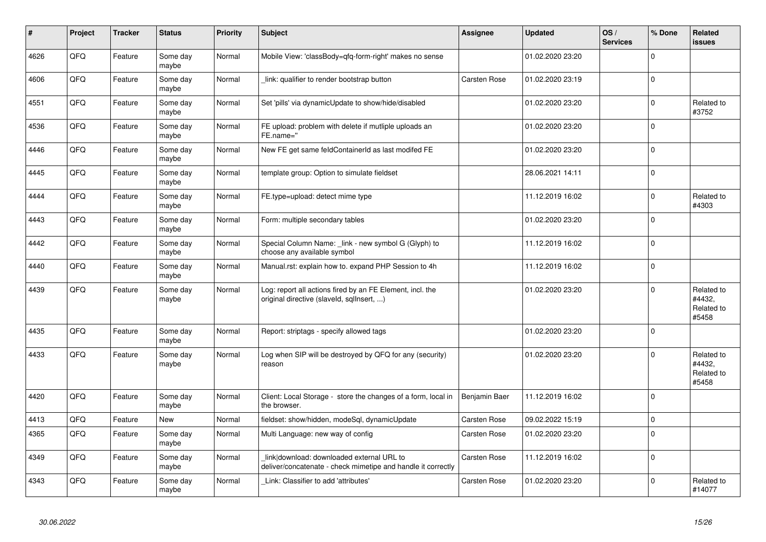| # | Project | Tracker | Status | Priority | Subject | Assignee | Updated | OS / Services | % Done | Related issues |
|---|---|---|---|---|---|---|---|---|---|---|
| 4626 | QFQ | Feature | Some day maybe | Normal | Mobile View: 'classBody=qfq-form-right' makes no sense | | 01.02.2020 23:20 | | 0 | |
| 4606 | QFQ | Feature | Some day maybe | Normal | _link: qualifier to render bootstrap button | Carsten Rose | 01.02.2020 23:19 | | 0 | |
| 4551 | QFQ | Feature | Some day maybe | Normal | Set 'pills' via dynamicUpdate to show/hide/disabled | | 01.02.2020 23:20 | | 0 | Related to #3752 |
| 4536 | QFQ | Feature | Some day maybe | Normal | FE upload: problem with delete if mutliple uploads an FE.name='' | | 01.02.2020 23:20 | | 0 | |
| 4446 | QFQ | Feature | Some day maybe | Normal | New FE get same feldContainerId as last modifed FE | | 01.02.2020 23:20 | | 0 | |
| 4445 | QFQ | Feature | Some day maybe | Normal | template group: Option to simulate fieldset | | 28.06.2021 14:11 | | 0 | |
| 4444 | QFQ | Feature | Some day maybe | Normal | FE.type=upload: detect mime type | | 11.12.2019 16:02 | | 0 | Related to #4303 |
| 4443 | QFQ | Feature | Some day maybe | Normal | Form: multiple secondary tables | | 01.02.2020 23:20 | | 0 | |
| 4442 | QFQ | Feature | Some day maybe | Normal | Special Column Name: _link - new symbol G (Glyph) to choose any available symbol | | 11.12.2019 16:02 | | 0 | |
| 4440 | QFQ | Feature | Some day maybe | Normal | Manual.rst: explain how to. expand PHP Session to 4h | | 11.12.2019 16:02 | | 0 | |
| 4439 | QFQ | Feature | Some day maybe | Normal | Log: report all actions fired by an FE Element, incl. the original directive (slaveId, sqlInsert, ...) | | 01.02.2020 23:20 | | 0 | Related to #4432, Related to #5458 |
| 4435 | QFQ | Feature | Some day maybe | Normal | Report: striptags - specify allowed tags | | 01.02.2020 23:20 | | 0 | |
| 4433 | QFQ | Feature | Some day maybe | Normal | Log when SIP will be destroyed by QFQ for any (security) reason | | 01.02.2020 23:20 | | 0 | Related to #4432, Related to #5458 |
| 4420 | QFQ | Feature | Some day maybe | Normal | Client: Local Storage - store the changes of a form, local in the browser. | Benjamin Baer | 11.12.2019 16:02 | | 0 | |
| 4413 | QFQ | Feature | New | Normal | fieldset: show/hidden, modeSql, dynamicUpdate | Carsten Rose | 09.02.2022 15:19 | | 0 | |
| 4365 | QFQ | Feature | Some day maybe | Normal | Multi Language: new way of config | Carsten Rose | 01.02.2020 23:20 | | 0 | |
| 4349 | QFQ | Feature | Some day maybe | Normal | _link\|download: downloaded external URL to deliver/concatenate - check mimetipe and handle it correctly | Carsten Rose | 11.12.2019 16:02 | | 0 | |
| 4343 | QFQ | Feature | Some day maybe | Normal | _Link: Classifier to add 'attributes' | Carsten Rose | 01.02.2020 23:20 | | 0 | Related to #14077 |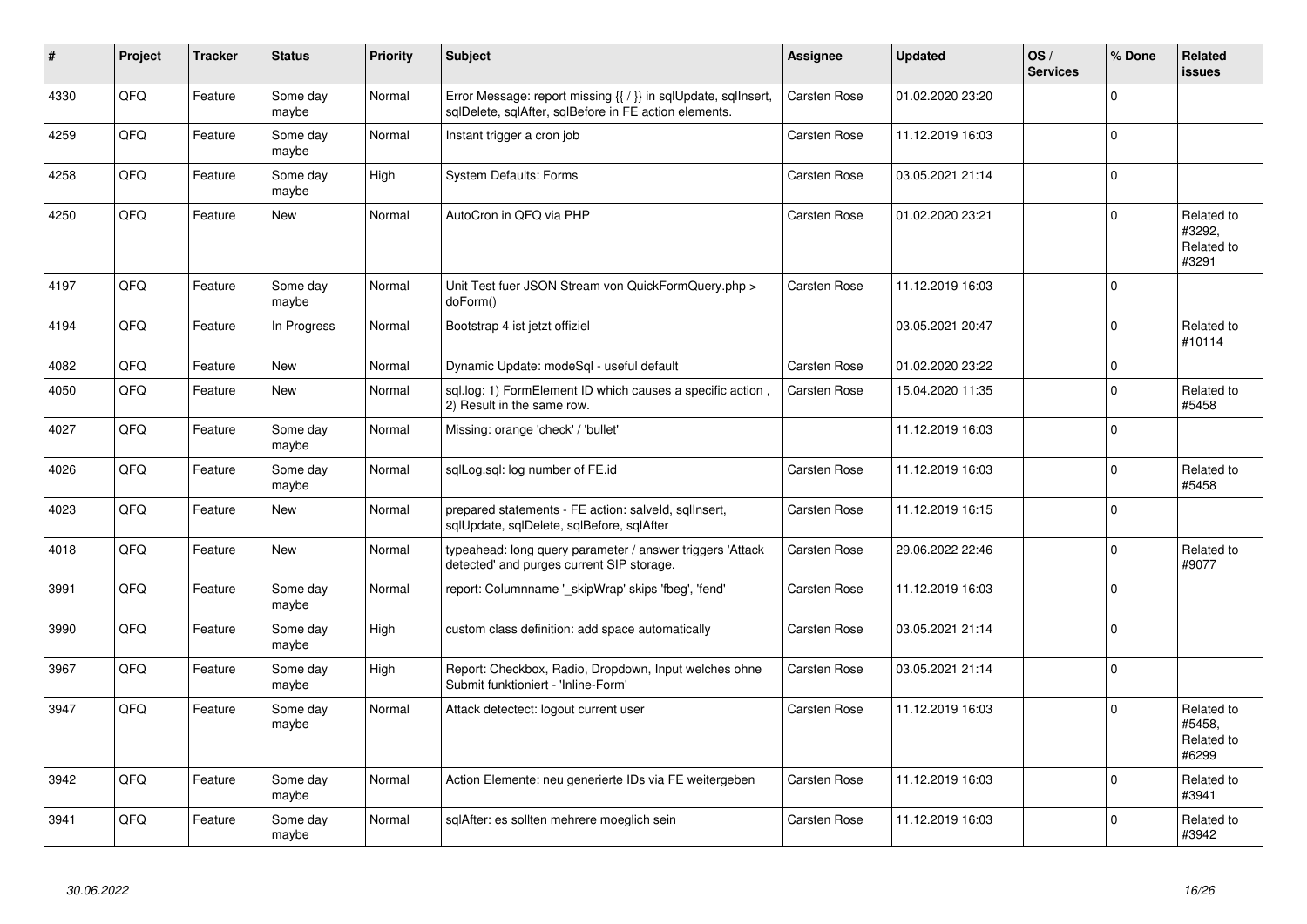| # | Project | Tracker | Status | Priority | Subject | Assignee | Updated | OS / Services | % Done | Related issues |
|---|---|---|---|---|---|---|---|---|---|---|
| 4330 | QFQ | Feature | Some day maybe | Normal | Error Message: report missing {{ / }} in sqlUpdate, sqlInsert, sqlDelete, sqlAfter, sqlBefore in FE action elements. | Carsten Rose | 01.02.2020 23:20 | | 0 | |
| 4259 | QFQ | Feature | Some day maybe | Normal | Instant trigger a cron job | Carsten Rose | 11.12.2019 16:03 | | 0 | |
| 4258 | QFQ | Feature | Some day maybe | High | System Defaults: Forms | Carsten Rose | 03.05.2021 21:14 | | 0 | |
| 4250 | QFQ | Feature | New | Normal | AutoCron in QFQ via PHP | Carsten Rose | 01.02.2020 23:21 | | 0 | Related to #3292, Related to #3291 |
| 4197 | QFQ | Feature | Some day maybe | Normal | Unit Test fuer JSON Stream von QuickFormQuery.php > doForm() | Carsten Rose | 11.12.2019 16:03 | | 0 | |
| 4194 | QFQ | Feature | In Progress | Normal | Bootstrap 4 ist jetzt offiziel | | 03.05.2021 20:47 | | 0 | Related to #10114 |
| 4082 | QFQ | Feature | New | Normal | Dynamic Update: modeSql - useful default | Carsten Rose | 01.02.2020 23:22 | | 0 | |
| 4050 | QFQ | Feature | New | Normal | sql.log: 1) FormElement ID which causes a specific action , 2) Result in the same row. | Carsten Rose | 15.04.2020 11:35 | | 0 | Related to #5458 |
| 4027 | QFQ | Feature | Some day maybe | Normal | Missing: orange 'check' / 'bullet' | | 11.12.2019 16:03 | | 0 | |
| 4026 | QFQ | Feature | Some day maybe | Normal | sqlLog.sql: log number of FE.id | Carsten Rose | 11.12.2019 16:03 | | 0 | Related to #5458 |
| 4023 | QFQ | Feature | New | Normal | prepared statements - FE action: salveId, sqlInsert, sqlUpdate, sqlDelete, sqlBefore, sqlAfter | Carsten Rose | 11.12.2019 16:15 | | 0 | |
| 4018 | QFQ | Feature | New | Normal | typeahead: long query parameter / answer triggers 'Attack detected' and purges current SIP storage. | Carsten Rose | 29.06.2022 22:46 | | 0 | Related to #9077 |
| 3991 | QFQ | Feature | Some day maybe | Normal | report: Columnname '_skipWrap' skips 'fbeg', 'fend' | Carsten Rose | 11.12.2019 16:03 | | 0 | |
| 3990 | QFQ | Feature | Some day maybe | High | custom class definition: add space automatically | Carsten Rose | 03.05.2021 21:14 | | 0 | |
| 3967 | QFQ | Feature | Some day maybe | High | Report: Checkbox, Radio, Dropdown, Input welches ohne Submit funktioniert - 'Inline-Form' | Carsten Rose | 03.05.2021 21:14 | | 0 | |
| 3947 | QFQ | Feature | Some day maybe | Normal | Attack detectect: logout current user | Carsten Rose | 11.12.2019 16:03 | | 0 | Related to #5458, Related to #6299 |
| 3942 | QFQ | Feature | Some day maybe | Normal | Action Elemente: neu generierte IDs via FE weitergeben | Carsten Rose | 11.12.2019 16:03 | | 0 | Related to #3941 |
| 3941 | QFQ | Feature | Some day maybe | Normal | sqlAfter: es sollten mehrere moeglich sein | Carsten Rose | 11.12.2019 16:03 | | 0 | Related to #3942 |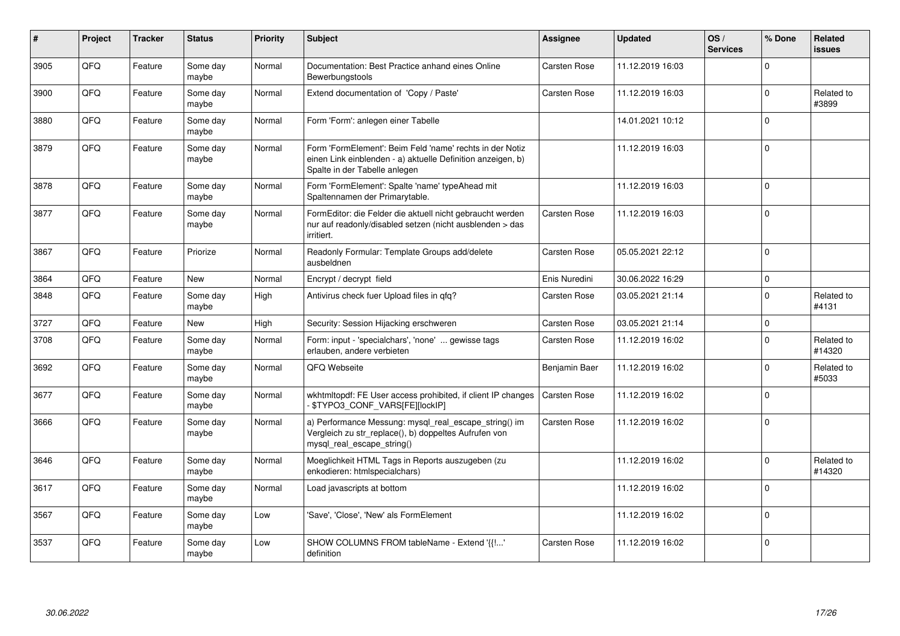| # | Project | Tracker | Status | Priority | Subject | Assignee | Updated | OS / Services | % Done | Related issues |
|---|---|---|---|---|---|---|---|---|---|---|
| 3905 | QFQ | Feature | Some day maybe | Normal | Documentation: Best Practice anhand eines Online Bewerbungstools | Carsten Rose | 11.12.2019 16:03 | | 0 | |
| 3900 | QFQ | Feature | Some day maybe | Normal | Extend documentation of 'Copy / Paste' | Carsten Rose | 11.12.2019 16:03 | | 0 | Related to #3899 |
| 3880 | QFQ | Feature | Some day maybe | Normal | Form 'Form': anlegen einer Tabelle | | 14.01.2021 10:12 | | 0 | |
| 3879 | QFQ | Feature | Some day maybe | Normal | Form 'FormElement': Beim Feld 'name' rechts in der Notiz einen Link einblenden - a) aktuelle Definition anzeigen, b) Spalte in der Tabelle anlegen | | 11.12.2019 16:03 | | 0 | |
| 3878 | QFQ | Feature | Some day maybe | Normal | Form 'FormElement': Spalte 'name' typeAhead mit Spaltennamen der Primarytable. | | 11.12.2019 16:03 | | 0 | |
| 3877 | QFQ | Feature | Some day maybe | Normal | FormEditor: die Felder die aktuell nicht gebraucht werden nur auf readonly/disabled setzen (nicht ausblenden > das irritiert. | Carsten Rose | 11.12.2019 16:03 | | 0 | |
| 3867 | QFQ | Feature | Priorize | Normal | Readonly Formular: Template Groups add/delete ausbeldnen | Carsten Rose | 05.05.2021 22:12 | | 0 | |
| 3864 | QFQ | Feature | New | Normal | Encrypt / decrypt field | Enis Nuredini | 30.06.2022 16:29 | | 0 | |
| 3848 | QFQ | Feature | Some day maybe | High | Antivirus check fuer Upload files in qfq? | Carsten Rose | 03.05.2021 21:14 | | 0 | Related to #4131 |
| 3727 | QFQ | Feature | New | High | Security: Session Hijacking erschweren | Carsten Rose | 03.05.2021 21:14 | | 0 | |
| 3708 | QFQ | Feature | Some day maybe | Normal | Form: input - 'specialchars', 'none' ... gewisse tags erlauben, andere verbieten | Carsten Rose | 11.12.2019 16:02 | | 0 | Related to #14320 |
| 3692 | QFQ | Feature | Some day maybe | Normal | QFQ Webseite | Benjamin Baer | 11.12.2019 16:02 | | 0 | Related to #5033 |
| 3677 | QFQ | Feature | Some day maybe | Normal | wkhtmltopdf: FE User access prohibited, if client IP changes - $TYPO3_CONF_VARS[FE][lockIP] | Carsten Rose | 11.12.2019 16:02 | | 0 | |
| 3666 | QFQ | Feature | Some day maybe | Normal | a) Performance Messung: mysql_real_escape_string() im Vergleich zu str_replace(), b) doppeltes Aufrufen von mysql_real_escape_string() | Carsten Rose | 11.12.2019 16:02 | | 0 | |
| 3646 | QFQ | Feature | Some day maybe | Normal | Moeglichkeit HTML Tags in Reports auszugeben (zu enkodieren: htmlspecialchars) | | 11.12.2019 16:02 | | 0 | Related to #14320 |
| 3617 | QFQ | Feature | Some day maybe | Normal | Load javascripts at bottom | | 11.12.2019 16:02 | | 0 | |
| 3567 | QFQ | Feature | Some day maybe | Low | 'Save', 'Close', 'New' als FormElement | | 11.12.2019 16:02 | | 0 | |
| 3537 | QFQ | Feature | Some day maybe | Low | SHOW COLUMNS FROM tableName - Extend '{{!...' definition | Carsten Rose | 11.12.2019 16:02 | | 0 | |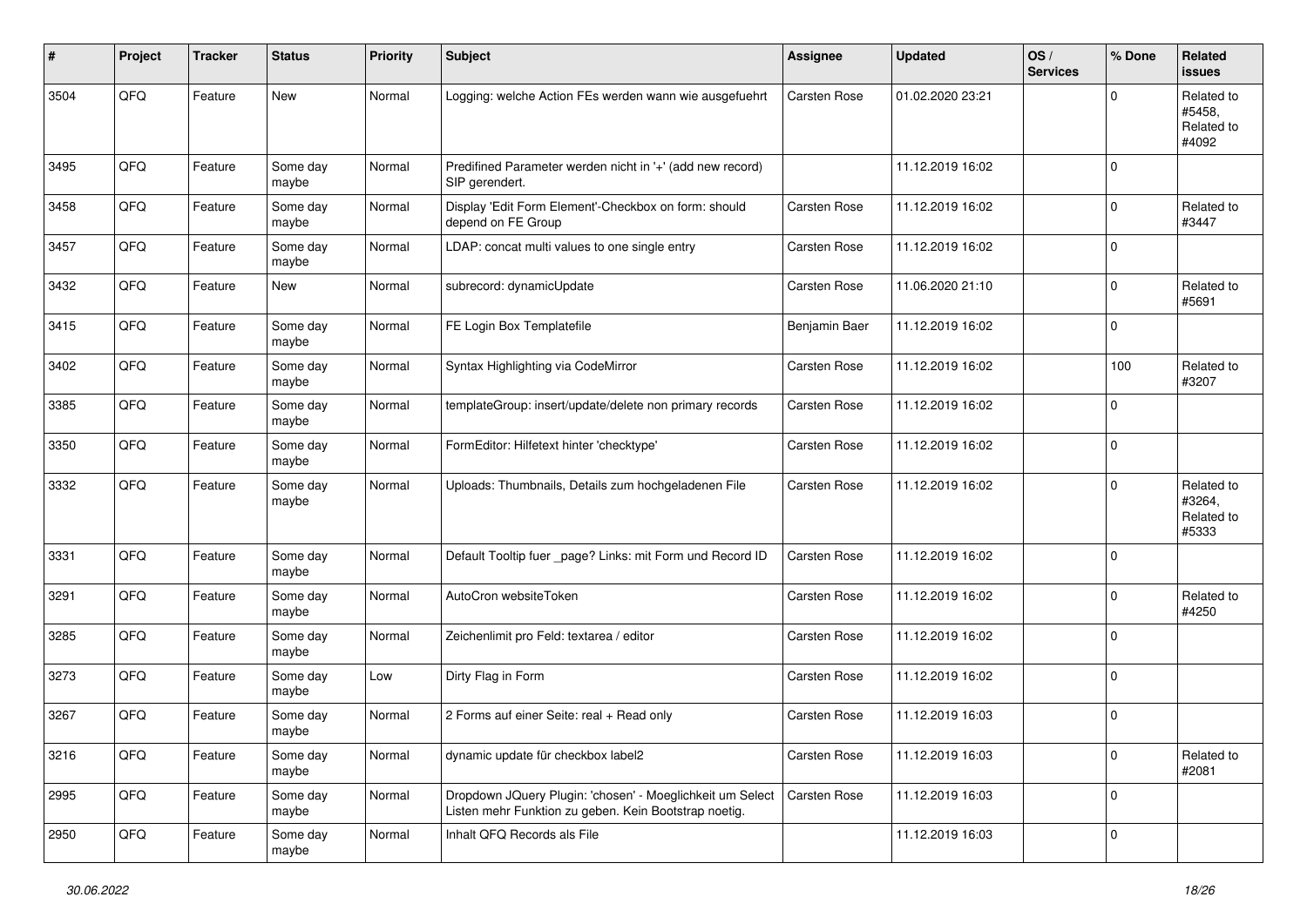| # | Project | Tracker | Status | Priority | Subject | Assignee | Updated | OS / Services | % Done | Related issues |
|---|---|---|---|---|---|---|---|---|---|---|
| 3504 | QFQ | Feature | New | Normal | Logging: welche Action FEs werden wann wie ausgefuehrt | Carsten Rose | 01.02.2020 23:21 | | 0 | Related to #5458, Related to #4092 |
| 3495 | QFQ | Feature | Some day maybe | Normal | Predifined Parameter werden nicht in '+' (add new record) SIP gerendert. | | 11.12.2019 16:02 | | 0 | |
| 3458 | QFQ | Feature | Some day maybe | Normal | Display 'Edit Form Element'-Checkbox on form: should depend on FE Group | Carsten Rose | 11.12.2019 16:02 | | 0 | Related to #3447 |
| 3457 | QFQ | Feature | Some day maybe | Normal | LDAP: concat multi values to one single entry | Carsten Rose | 11.12.2019 16:02 | | 0 | |
| 3432 | QFQ | Feature | New | Normal | subrecord: dynamicUpdate | Carsten Rose | 11.06.2020 21:10 | | 0 | Related to #5691 |
| 3415 | QFQ | Feature | Some day maybe | Normal | FE Login Box Templatefile | Benjamin Baer | 11.12.2019 16:02 | | 0 | |
| 3402 | QFQ | Feature | Some day maybe | Normal | Syntax Highlighting via CodeMirror | Carsten Rose | 11.12.2019 16:02 | | 100 | Related to #3207 |
| 3385 | QFQ | Feature | Some day maybe | Normal | templateGroup: insert/update/delete non primary records | Carsten Rose | 11.12.2019 16:02 | | 0 | |
| 3350 | QFQ | Feature | Some day maybe | Normal | FormEditor: Hilfetext hinter 'checktype' | Carsten Rose | 11.12.2019 16:02 | | 0 | |
| 3332 | QFQ | Feature | Some day maybe | Normal | Uploads: Thumbnails, Details zum hochgeladenen File | Carsten Rose | 11.12.2019 16:02 | | 0 | Related to #3264, Related to #5333 |
| 3331 | QFQ | Feature | Some day maybe | Normal | Default Tooltip fuer _page? Links: mit Form und Record ID | Carsten Rose | 11.12.2019 16:02 | | 0 | |
| 3291 | QFQ | Feature | Some day maybe | Normal | AutoCron websiteToken | Carsten Rose | 11.12.2019 16:02 | | 0 | Related to #4250 |
| 3285 | QFQ | Feature | Some day maybe | Normal | Zeichenlimit pro Feld: textarea / editor | Carsten Rose | 11.12.2019 16:02 | | 0 | |
| 3273 | QFQ | Feature | Some day maybe | Low | Dirty Flag in Form | Carsten Rose | 11.12.2019 16:02 | | 0 | |
| 3267 | QFQ | Feature | Some day maybe | Normal | 2 Forms auf einer Seite: real + Read only | Carsten Rose | 11.12.2019 16:03 | | 0 | |
| 3216 | QFQ | Feature | Some day maybe | Normal | dynamic update für checkbox label2 | Carsten Rose | 11.12.2019 16:03 | | 0 | Related to #2081 |
| 2995 | QFQ | Feature | Some day maybe | Normal | Dropdown JQuery Plugin: 'chosen' - Moeglichkeit um Select Listen mehr Funktion zu geben. Kein Bootstrap noetig. | Carsten Rose | 11.12.2019 16:03 | | 0 | |
| 2950 | QFQ | Feature | Some day maybe | Normal | Inhalt QFQ Records als File | | 11.12.2019 16:03 | | 0 | |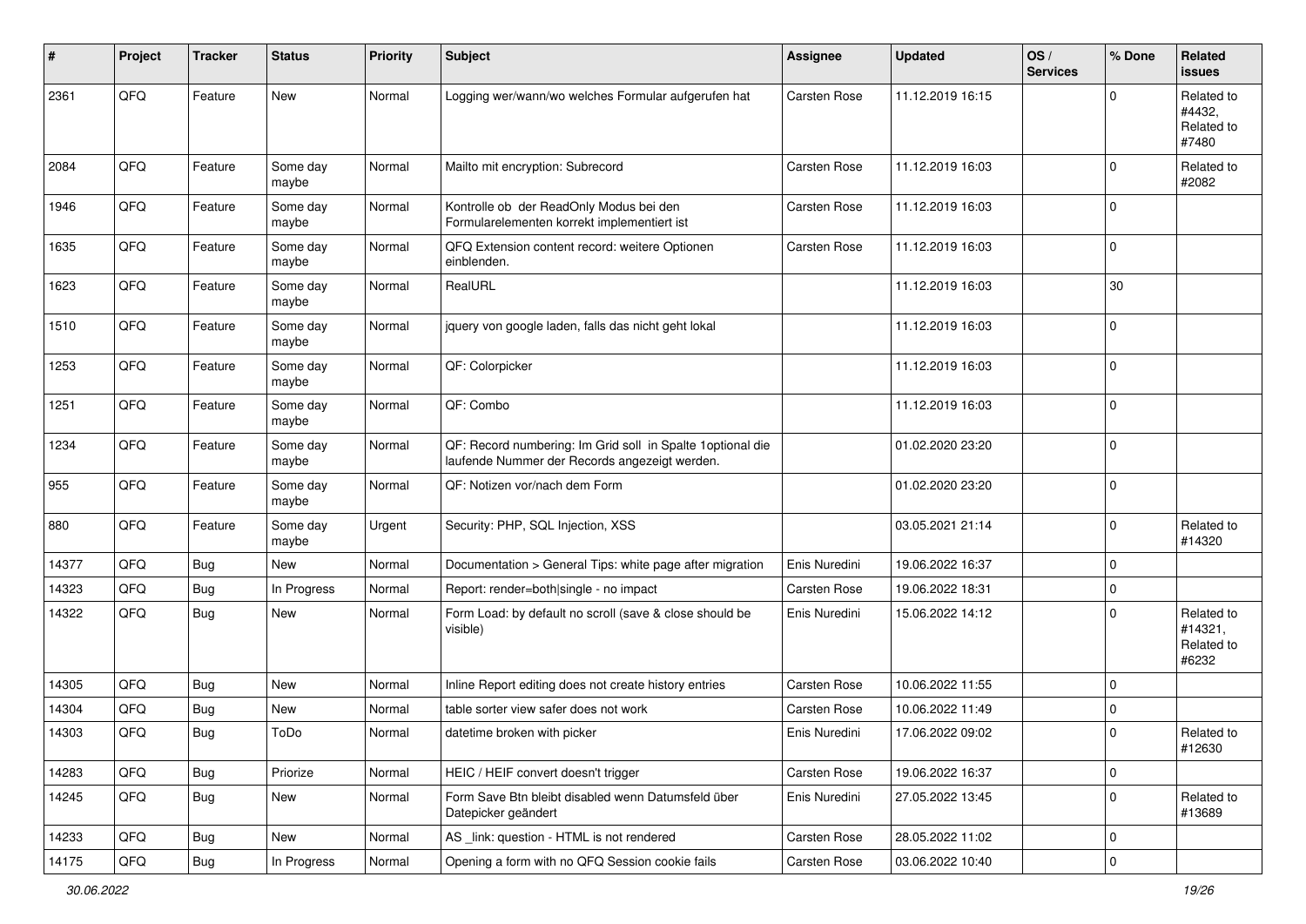| # | Project | Tracker | Status | Priority | Subject | Assignee | Updated | OS / Services | % Done | Related issues |
|---|---|---|---|---|---|---|---|---|---|---|
| 2361 | QFQ | Feature | New | Normal | Logging wer/wann/wo welches Formular aufgerufen hat | Carsten Rose | 11.12.2019 16:15 | | 0 | Related to #4432, Related to #7480 |
| 2084 | QFQ | Feature | Some day maybe | Normal | Mailto mit encryption: Subrecord | Carsten Rose | 11.12.2019 16:03 | | 0 | Related to #2082 |
| 1946 | QFQ | Feature | Some day maybe | Normal | Kontrolle ob der ReadOnly Modus bei den Formularelementen korrekt implementiert ist | Carsten Rose | 11.12.2019 16:03 | | 0 | |
| 1635 | QFQ | Feature | Some day maybe | Normal | QFQ Extension content record: weitere Optionen einblenden. | Carsten Rose | 11.12.2019 16:03 | | 0 | |
| 1623 | QFQ | Feature | Some day maybe | Normal | RealURL | | 11.12.2019 16:03 | | 30 | |
| 1510 | QFQ | Feature | Some day maybe | Normal | jquery von google laden, falls das nicht geht lokal | | 11.12.2019 16:03 | | 0 | |
| 1253 | QFQ | Feature | Some day maybe | Normal | QF: Colorpicker | | 11.12.2019 16:03 | | 0 | |
| 1251 | QFQ | Feature | Some day maybe | Normal | QF: Combo | | 11.12.2019 16:03 | | 0 | |
| 1234 | QFQ | Feature | Some day maybe | Normal | QF: Record numbering: Im Grid soll in Spalte 1optional die laufende Nummer der Records angezeigt werden. | | 01.02.2020 23:20 | | 0 | |
| 955 | QFQ | Feature | Some day maybe | Normal | QF: Notizen vor/nach dem Form | | 01.02.2020 23:20 | | 0 | |
| 880 | QFQ | Feature | Some day maybe | Urgent | Security: PHP, SQL Injection, XSS | | 03.05.2021 21:14 | | 0 | Related to #14320 |
| 14377 | QFQ | Bug | New | Normal | Documentation > General Tips: white page after migration | Enis Nuredini | 19.06.2022 16:37 | | 0 | |
| 14323 | QFQ | Bug | In Progress | Normal | Report: render=both\|single - no impact | Carsten Rose | 19.06.2022 18:31 | | 0 | |
| 14322 | QFQ | Bug | New | Normal | Form Load: by default no scroll (save & close should be visible) | Enis Nuredini | 15.06.2022 14:12 | | 0 | Related to #14321, Related to #6232 |
| 14305 | QFQ | Bug | New | Normal | Inline Report editing does not create history entries | Carsten Rose | 10.06.2022 11:55 | | 0 | |
| 14304 | QFQ | Bug | New | Normal | table sorter view safer does not work | Carsten Rose | 10.06.2022 11:49 | | 0 | |
| 14303 | QFQ | Bug | ToDo | Normal | datetime broken with picker | Enis Nuredini | 17.06.2022 09:02 | | 0 | Related to #12630 |
| 14283 | QFQ | Bug | Priorize | Normal | HEIC / HEIF convert doesn't trigger | Carsten Rose | 19.06.2022 16:37 | | 0 | |
| 14245 | QFQ | Bug | New | Normal | Form Save Btn bleibt disabled wenn Datumsfeld über Datepicker geändert | Enis Nuredini | 27.05.2022 13:45 | | 0 | Related to #13689 |
| 14233 | QFQ | Bug | New | Normal | AS _link: question - HTML is not rendered | Carsten Rose | 28.05.2022 11:02 | | 0 | |
| 14175 | QFQ | Bug | In Progress | Normal | Opening a form with no QFQ Session cookie fails | Carsten Rose | 03.06.2022 10:40 | | 0 | |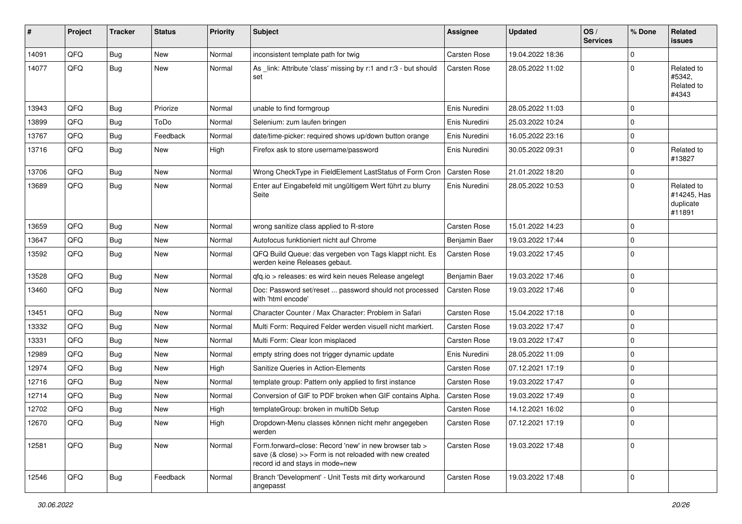| # | Project | Tracker | Status | Priority | Subject | Assignee | Updated | OS / Services | % Done | Related issues |
|---|---|---|---|---|---|---|---|---|---|---|
| 14091 | QFQ | Bug | New | Normal | inconsistent template path for twig | Carsten Rose | 19.04.2022 18:36 | | 0 | |
| 14077 | QFQ | Bug | New | Normal | As _link: Attribute 'class' missing by r:1 and r:3 - but should set | Carsten Rose | 28.05.2022 11:02 | | 0 | Related to #5342, Related to #4343 |
| 13943 | QFQ | Bug | Priorize | Normal | unable to find formgroup | Enis Nuredini | 28.05.2022 11:03 | | 0 | |
| 13899 | QFQ | Bug | ToDo | Normal | Selenium: zum laufen bringen | Enis Nuredini | 25.03.2022 10:24 | | 0 | |
| 13767 | QFQ | Bug | Feedback | Normal | date/time-picker: required shows up/down button orange | Enis Nuredini | 16.05.2022 23:16 | | 0 | |
| 13716 | QFQ | Bug | New | High | Firefox ask to store username/password | Enis Nuredini | 30.05.2022 09:31 | | 0 | Related to #13827 |
| 13706 | QFQ | Bug | New | Normal | Wrong CheckType in FieldElement LastStatus of Form Cron | Carsten Rose | 21.01.2022 18:20 | | 0 | |
| 13689 | QFQ | Bug | New | Normal | Enter auf Eingabefeld mit ungültigem Wert führt zu blurry Seite | Enis Nuredini | 28.05.2022 10:53 | | 0 | Related to #14245, Has duplicate #11891 |
| 13659 | QFQ | Bug | New | Normal | wrong sanitize class applied to R-store | Carsten Rose | 15.01.2022 14:23 | | 0 | |
| 13647 | QFQ | Bug | New | Normal | Autofocus funktioniert nicht auf Chrome | Benjamin Baer | 19.03.2022 17:44 | | 0 | |
| 13592 | QFQ | Bug | New | Normal | QFQ Build Queue: das vergeben von Tags klappt nicht. Es werden keine Releases gebaut. | Carsten Rose | 19.03.2022 17:45 | | 0 | |
| 13528 | QFQ | Bug | New | Normal | qfq.io > releases: es wird kein neues Release angelegt | Benjamin Baer | 19.03.2022 17:46 | | 0 | |
| 13460 | QFQ | Bug | New | Normal | Doc: Password set/reset ... password should not processed with 'html encode' | Carsten Rose | 19.03.2022 17:46 | | 0 | |
| 13451 | QFQ | Bug | New | Normal | Character Counter / Max Character: Problem in Safari | Carsten Rose | 15.04.2022 17:18 | | 0 | |
| 13332 | QFQ | Bug | New | Normal | Multi Form: Required Felder werden visuell nicht markiert. | Carsten Rose | 19.03.2022 17:47 | | 0 | |
| 13331 | QFQ | Bug | New | Normal | Multi Form: Clear Icon misplaced | Carsten Rose | 19.03.2022 17:47 | | 0 | |
| 12989 | QFQ | Bug | New | Normal | empty string does not trigger dynamic update | Enis Nuredini | 28.05.2022 11:09 | | 0 | |
| 12974 | QFQ | Bug | New | High | Sanitize Queries in Action-Elements | Carsten Rose | 07.12.2021 17:19 | | 0 | |
| 12716 | QFQ | Bug | New | Normal | template group: Pattern only applied to first instance | Carsten Rose | 19.03.2022 17:47 | | 0 | |
| 12714 | QFQ | Bug | New | Normal | Conversion of GIF to PDF broken when GIF contains Alpha. | Carsten Rose | 19.03.2022 17:49 | | 0 | |
| 12702 | QFQ | Bug | New | High | templateGroup: broken in multiDb Setup | Carsten Rose | 14.12.2021 16:02 | | 0 | |
| 12670 | QFQ | Bug | New | High | Dropdown-Menu classes können nicht mehr angegeben werden | Carsten Rose | 07.12.2021 17:19 | | 0 | |
| 12581 | QFQ | Bug | New | Normal | Form.forward=close: Record 'new' in new browser tab > save (& close) >> Form is not reloaded with new created record id and stays in mode=new | Carsten Rose | 19.03.2022 17:48 | | 0 | |
| 12546 | QFQ | Bug | Feedback | Normal | Branch 'Development' - Unit Tests mit dirty workaround angepasst | Carsten Rose | 19.03.2022 17:48 | | 0 | |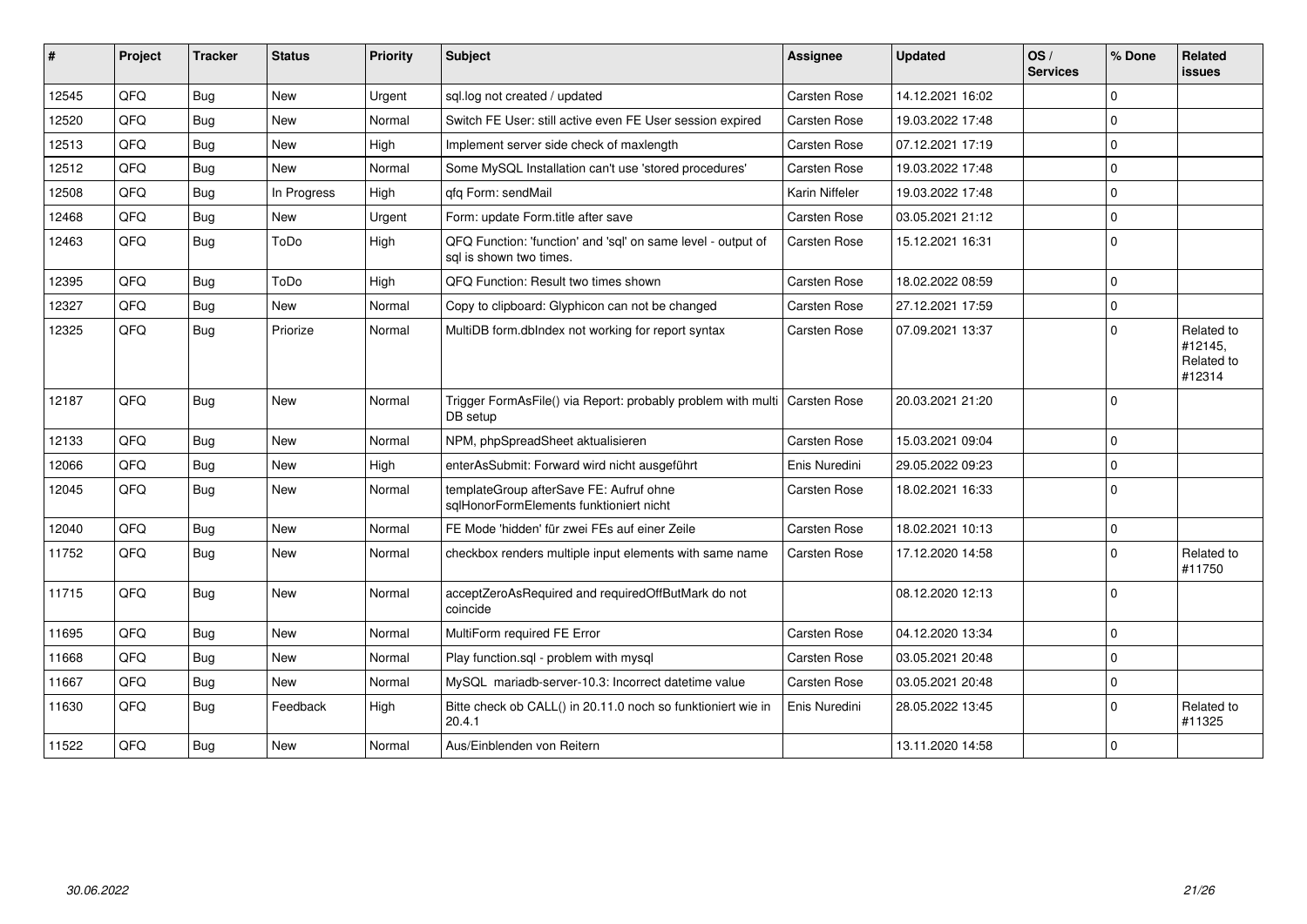| # | Project | Tracker | Status | Priority | Subject | Assignee | Updated | OS / Services | % Done | Related issues |
|---|---|---|---|---|---|---|---|---|---|---|
| 12545 | QFQ | Bug | New | Urgent | sql.log not created / updated | Carsten Rose | 14.12.2021 16:02 | | 0 | |
| 12520 | QFQ | Bug | New | Normal | Switch FE User: still active even FE User session expired | Carsten Rose | 19.03.2022 17:48 | | 0 | |
| 12513 | QFQ | Bug | New | High | Implement server side check of maxlength | Carsten Rose | 07.12.2021 17:19 | | 0 | |
| 12512 | QFQ | Bug | New | Normal | Some MySQL Installation can't use 'stored procedures' | Carsten Rose | 19.03.2022 17:48 | | 0 | |
| 12508 | QFQ | Bug | In Progress | High | qfq Form: sendMail | Karin Niffeler | 19.03.2022 17:48 | | 0 | |
| 12468 | QFQ | Bug | New | Urgent | Form: update Form.title after save | Carsten Rose | 03.05.2021 21:12 | | 0 | |
| 12463 | QFQ | Bug | ToDo | High | QFQ Function: 'function' and 'sql' on same level - output of sql is shown two times. | Carsten Rose | 15.12.2021 16:31 | | 0 | |
| 12395 | QFQ | Bug | ToDo | High | QFQ Function: Result two times shown | Carsten Rose | 18.02.2022 08:59 | | 0 | |
| 12327 | QFQ | Bug | New | Normal | Copy to clipboard: Glyphicon can not be changed | Carsten Rose | 27.12.2021 17:59 | | 0 | |
| 12325 | QFQ | Bug | Priorize | Normal | MultiDB form.dbIndex not working for report syntax | Carsten Rose | 07.09.2021 13:37 | | 0 | Related to #12145, Related to #12314 |
| 12187 | QFQ | Bug | New | Normal | Trigger FormAsFile() via Report: probably problem with multi DB setup | Carsten Rose | 20.03.2021 21:20 | | 0 | |
| 12133 | QFQ | Bug | New | Normal | NPM, phpSpreadSheet aktualisieren | Carsten Rose | 15.03.2021 09:04 | | 0 | |
| 12066 | QFQ | Bug | New | High | enterAsSubmit: Forward wird nicht ausgeführt | Enis Nuredini | 29.05.2022 09:23 | | 0 | |
| 12045 | QFQ | Bug | New | Normal | templateGroup afterSave FE: Aufruf ohne sqlHonorFormElements funktioniert nicht | Carsten Rose | 18.02.2021 16:33 | | 0 | |
| 12040 | QFQ | Bug | New | Normal | FE Mode 'hidden' für zwei FEs auf einer Zeile | Carsten Rose | 18.02.2021 10:13 | | 0 | |
| 11752 | QFQ | Bug | New | Normal | checkbox renders multiple input elements with same name | Carsten Rose | 17.12.2020 14:58 | | 0 | Related to #11750 |
| 11715 | QFQ | Bug | New | Normal | acceptZeroAsRequired and requiredOffButMark do not coincide | | 08.12.2020 12:13 | | 0 | |
| 11695 | QFQ | Bug | New | Normal | MultiForm required FE Error | Carsten Rose | 04.12.2020 13:34 | | 0 | |
| 11668 | QFQ | Bug | New | Normal | Play function.sql - problem with mysql | Carsten Rose | 03.05.2021 20:48 | | 0 | |
| 11667 | QFQ | Bug | New | Normal | MySQL mariadb-server-10.3: Incorrect datetime value | Carsten Rose | 03.05.2021 20:48 | | 0 | |
| 11630 | QFQ | Bug | Feedback | High | Bitte check ob CALL() in 20.11.0 noch so funktioniert wie in 20.4.1 | Enis Nuredini | 28.05.2022 13:45 | | 0 | Related to #11325 |
| 11522 | QFQ | Bug | New | Normal | Aus/Einblenden von Reitern | | 13.11.2020 14:58 | | 0 | |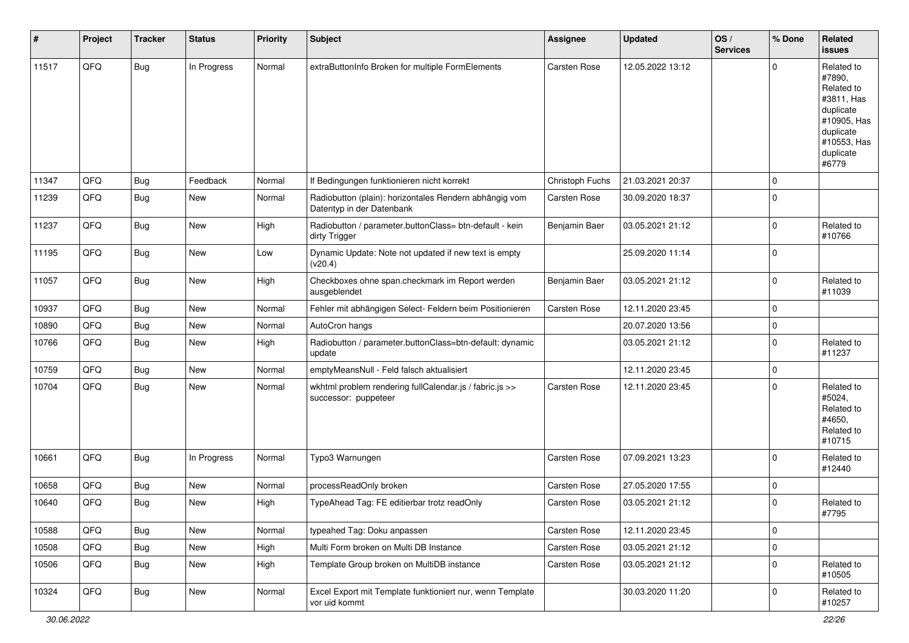| # | Project | Tracker | Status | Priority | Subject | Assignee | Updated | OS / Services | % Done | Related issues |
|---|---|---|---|---|---|---|---|---|---|---|
| 11517 | QFQ | Bug | In Progress | Normal | extraButtonInfo Broken for multiple FormElements | Carsten Rose | 12.05.2022 13:12 | | 0 | Related to #7890, Related to #3811, Has duplicate #10905, Has duplicate #10553, Has duplicate #6779 |
| 11347 | QFQ | Bug | Feedback | Normal | If Bedingungen funktionieren nicht korrekt | Christoph Fuchs | 21.03.2021 20:37 | | 0 | |
| 11239 | QFQ | Bug | New | Normal | Radiobutton (plain): horizontales Rendern abhängig vom Datentyp in der Datenbank | Carsten Rose | 30.09.2020 18:37 | | 0 | |
| 11237 | QFQ | Bug | New | High | Radiobutton / parameter.buttonClass= btn-default - kein dirty Trigger | Benjamin Baer | 03.05.2021 21:12 | | 0 | Related to #10766 |
| 11195 | QFQ | Bug | New | Low | Dynamic Update: Note not updated if new text is empty (v20.4) | | 25.09.2020 11:14 | | 0 | |
| 11057 | QFQ | Bug | New | High | Checkboxes ohne span.checkmark im Report werden ausgeblendet | Benjamin Baer | 03.05.2021 21:12 | | 0 | Related to #11039 |
| 10937 | QFQ | Bug | New | Normal | Fehler mit abhängigen Select- Feldern beim Positionieren | Carsten Rose | 12.11.2020 23:45 | | 0 | |
| 10890 | QFQ | Bug | New | Normal | AutoCron hangs | | 20.07.2020 13:56 | | 0 | |
| 10766 | QFQ | Bug | New | High | Radiobutton / parameter.buttonClass=btn-default: dynamic update | | 03.05.2021 21:12 | | 0 | Related to #11237 |
| 10759 | QFQ | Bug | New | Normal | emptyMeansNull - Feld falsch aktualisiert | | 12.11.2020 23:45 | | 0 | |
| 10704 | QFQ | Bug | New | Normal | wkhtml problem rendering fullCalendar.js / fabric.js >> successor: puppeteer | Carsten Rose | 12.11.2020 23:45 | | 0 | Related to #5024, Related to #4650, Related to #10715 |
| 10661 | QFQ | Bug | In Progress | Normal | Typo3 Warnungen | Carsten Rose | 07.09.2021 13:23 | | 0 | Related to #12440 |
| 10658 | QFQ | Bug | New | Normal | processReadOnly broken | Carsten Rose | 27.05.2020 17:55 | | 0 | |
| 10640 | QFQ | Bug | New | High | TypeAhead Tag: FE editierbar trotz readOnly | Carsten Rose | 03.05.2021 21:12 | | 0 | Related to #7795 |
| 10588 | QFQ | Bug | New | Normal | typeahed Tag: Doku anpassen | Carsten Rose | 12.11.2020 23:45 | | 0 | |
| 10508 | QFQ | Bug | New | High | Multi Form broken on Multi DB Instance | Carsten Rose | 03.05.2021 21:12 | | 0 | |
| 10506 | QFQ | Bug | New | High | Template Group broken on MultiDB instance | Carsten Rose | 03.05.2021 21:12 | | 0 | Related to #10505 |
| 10324 | QFQ | Bug | New | Normal | Excel Export mit Template funktioniert nur, wenn Template vor uid kommt | | 30.03.2020 11:20 | | 0 | Related to #10257 |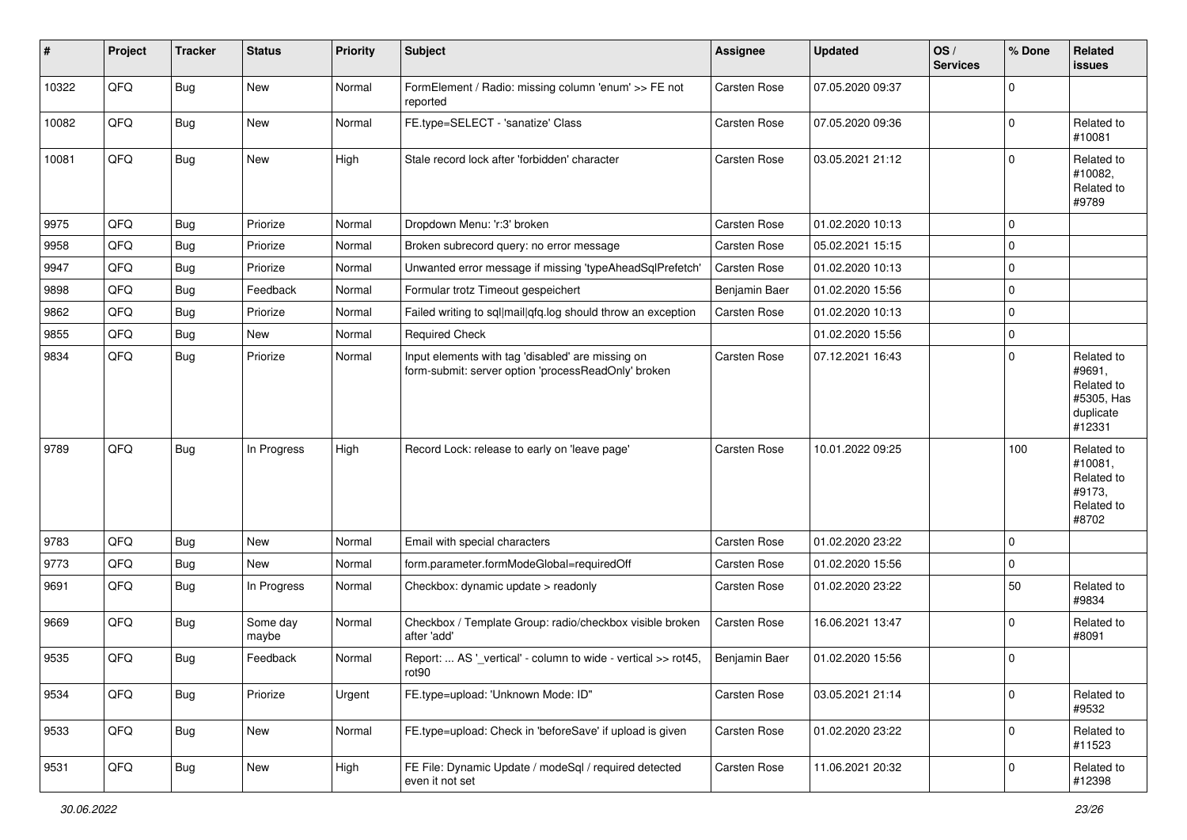| # | Project | Tracker | Status | Priority | Subject | Assignee | Updated | OS / Services | % Done | Related issues |
|---|---|---|---|---|---|---|---|---|---|---|
| 10322 | QFQ | Bug | New | Normal | FormElement / Radio: missing column 'enum' >> FE not reported | Carsten Rose | 07.05.2020 09:37 | | 0 | |
| 10082 | QFQ | Bug | New | Normal | FE.type=SELECT - 'sanatize' Class | Carsten Rose | 07.05.2020 09:36 | | 0 | Related to #10081 |
| 10081 | QFQ | Bug | New | High | Stale record lock after 'forbidden' character | Carsten Rose | 03.05.2021 21:12 | | 0 | Related to #10082, Related to #9789 |
| 9975 | QFQ | Bug | Priorize | Normal | Dropdown Menu: 'r:3' broken | Carsten Rose | 01.02.2020 10:13 | | 0 | |
| 9958 | QFQ | Bug | Priorize | Normal | Broken subrecord query: no error message | Carsten Rose | 05.02.2021 15:15 | | 0 | |
| 9947 | QFQ | Bug | Priorize | Normal | Unwanted error message if missing 'typeAheadSqlPrefetch' | Carsten Rose | 01.02.2020 10:13 | | 0 | |
| 9898 | QFQ | Bug | Feedback | Normal | Formular trotz Timeout gespeichert | Benjamin Baer | 01.02.2020 15:56 | | 0 | |
| 9862 | QFQ | Bug | Priorize | Normal | Failed writing to sql\|mail\|qfq.log should throw an exception | Carsten Rose | 01.02.2020 10:13 | | 0 | |
| 9855 | QFQ | Bug | New | Normal | Required Check | | 01.02.2020 15:56 | | 0 | |
| 9834 | QFQ | Bug | Priorize | Normal | Input elements with tag 'disabled' are missing on form-submit: server option 'processReadOnly' broken | Carsten Rose | 07.12.2021 16:43 | | 0 | Related to #9691, Related to #5305, Has duplicate #12331 |
| 9789 | QFQ | Bug | In Progress | High | Record Lock: release to early on 'leave page' | Carsten Rose | 10.01.2022 09:25 | | 100 | Related to #10081, Related to #9173, Related to #8702 |
| 9783 | QFQ | Bug | New | Normal | Email with special characters | Carsten Rose | 01.02.2020 23:22 | | 0 | |
| 9773 | QFQ | Bug | New | Normal | form.parameter.formModeGlobal=requiredOff | Carsten Rose | 01.02.2020 15:56 | | 0 | |
| 9691 | QFQ | Bug | In Progress | Normal | Checkbox: dynamic update > readonly | Carsten Rose | 01.02.2020 23:22 | | 50 | Related to #9834 |
| 9669 | QFQ | Bug | Some day maybe | Normal | Checkbox / Template Group: radio/checkbox visible broken after 'add' | Carsten Rose | 16.06.2021 13:47 | | 0 | Related to #8091 |
| 9535 | QFQ | Bug | Feedback | Normal | Report: ... AS '_vertical' - column to wide - vertical >> rot45, rot90 | Benjamin Baer | 01.02.2020 15:56 | | 0 | |
| 9534 | QFQ | Bug | Priorize | Urgent | FE.type=upload: 'Unknown Mode: ID" | Carsten Rose | 03.05.2021 21:14 | | 0 | Related to #9532 |
| 9533 | QFQ | Bug | New | Normal | FE.type=upload: Check in 'beforeSave' if upload is given | Carsten Rose | 01.02.2020 23:22 | | 0 | Related to #11523 |
| 9531 | QFQ | Bug | New | High | FE File: Dynamic Update / modeSql / required detected even it not set | Carsten Rose | 11.06.2021 20:32 | | 0 | Related to #12398 |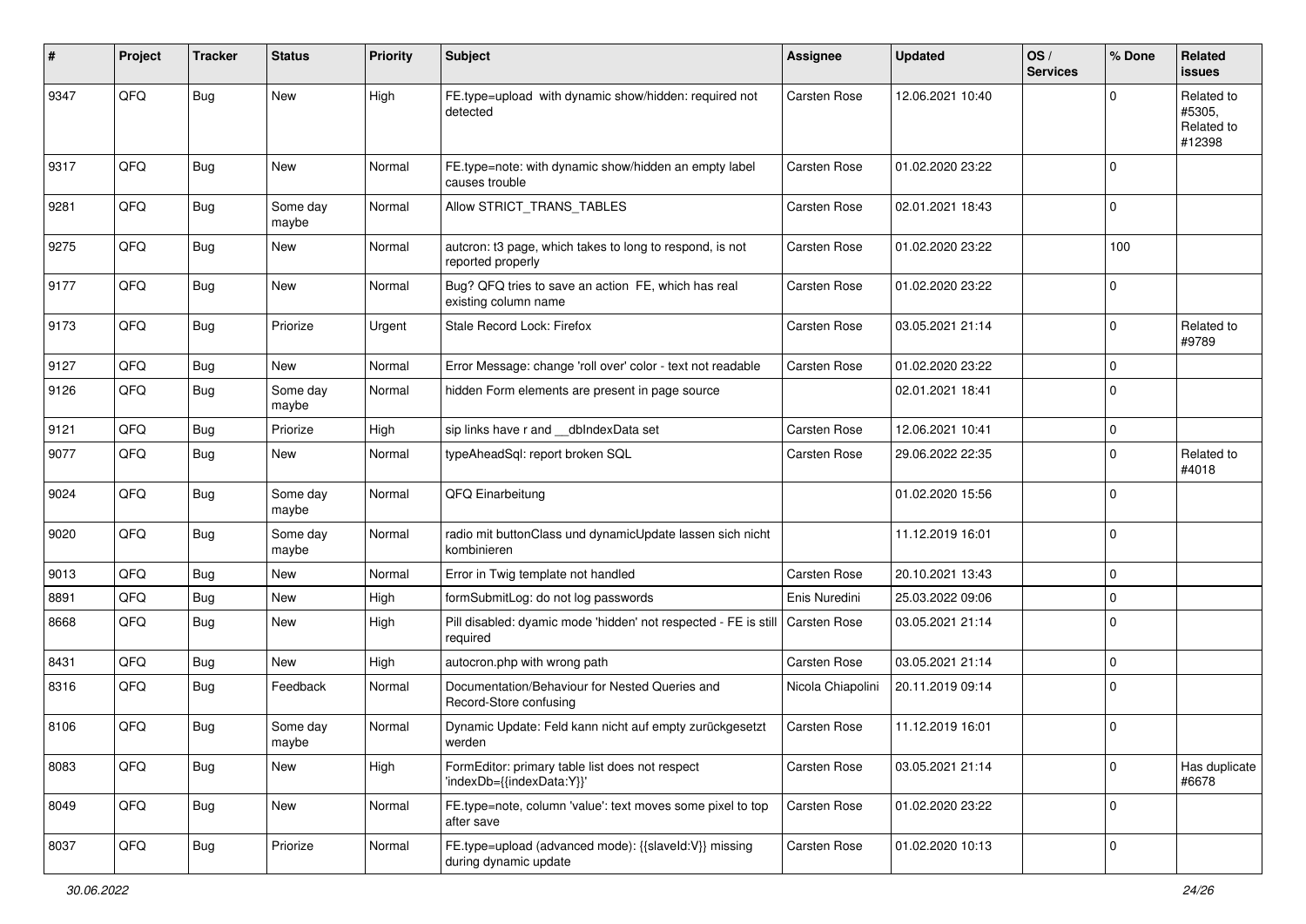| # | Project | Tracker | Status | Priority | Subject | Assignee | Updated | OS / Services | % Done | Related issues |
|---|---|---|---|---|---|---|---|---|---|---|
| 9347 | QFQ | Bug | New | High | FE.type=upload with dynamic show/hidden: required not detected | Carsten Rose | 12.06.2021 10:40 | | 0 | Related to #5305, Related to #12398 |
| 9317 | QFQ | Bug | New | Normal | FE.type=note: with dynamic show/hidden an empty label causes trouble | Carsten Rose | 01.02.2020 23:22 | | 0 | |
| 9281 | QFQ | Bug | Some day maybe | Normal | Allow STRICT_TRANS_TABLES | Carsten Rose | 02.01.2021 18:43 | | 0 | |
| 9275 | QFQ | Bug | New | Normal | autcron: t3 page, which takes to long to respond, is not reported properly | Carsten Rose | 01.02.2020 23:22 | | 100 | |
| 9177 | QFQ | Bug | New | Normal | Bug? QFQ tries to save an action FE, which has real existing column name | Carsten Rose | 01.02.2020 23:22 | | 0 | |
| 9173 | QFQ | Bug | Priorize | Urgent | Stale Record Lock: Firefox | Carsten Rose | 03.05.2021 21:14 | | 0 | Related to #9789 |
| 9127 | QFQ | Bug | New | Normal | Error Message: change 'roll over' color - text not readable | Carsten Rose | 01.02.2020 23:22 | | 0 | |
| 9126 | QFQ | Bug | Some day maybe | Normal | hidden Form elements are present in page source | | 02.01.2021 18:41 | | 0 | |
| 9121 | QFQ | Bug | Priorize | High | sip links have r and __dbIndexData set | Carsten Rose | 12.06.2021 10:41 | | 0 | |
| 9077 | QFQ | Bug | New | Normal | typeAheadSql: report broken SQL | Carsten Rose | 29.06.2022 22:35 | | 0 | Related to #4018 |
| 9024 | QFQ | Bug | Some day maybe | Normal | QFQ Einarbeitung | | 01.02.2020 15:56 | | 0 | |
| 9020 | QFQ | Bug | Some day maybe | Normal | radio mit buttonClass und dynamicUpdate lassen sich nicht kombinieren | | 11.12.2019 16:01 | | 0 | |
| 9013 | QFQ | Bug | New | Normal | Error in Twig template not handled | Carsten Rose | 20.10.2021 13:43 | | 0 | |
| 8891 | QFQ | Bug | New | High | formSubmitLog: do not log passwords | Enis Nuredini | 25.03.2022 09:06 | | 0 | |
| 8668 | QFQ | Bug | New | High | Pill disabled: dyamic mode 'hidden' not respected - FE is still required | Carsten Rose | 03.05.2021 21:14 | | 0 | |
| 8431 | QFQ | Bug | New | High | autocron.php with wrong path | Carsten Rose | 03.05.2021 21:14 | | 0 | |
| 8316 | QFQ | Bug | Feedback | Normal | Documentation/Behaviour for Nested Queries and Record-Store confusing | Nicola Chiapolini | 20.11.2019 09:14 | | 0 | |
| 8106 | QFQ | Bug | Some day maybe | Normal | Dynamic Update: Feld kann nicht auf empty zurückgesetzt werden | Carsten Rose | 11.12.2019 16:01 | | 0 | |
| 8083 | QFQ | Bug | New | High | FormEditor: primary table list does not respect 'indexDb={{indexData:Y}}' | Carsten Rose | 03.05.2021 21:14 | | 0 | Has duplicate #6678 |
| 8049 | QFQ | Bug | New | Normal | FE.type=note, column 'value': text moves some pixel to top after save | Carsten Rose | 01.02.2020 23:22 | | 0 | |
| 8037 | QFQ | Bug | Priorize | Normal | FE.type=upload (advanced mode): {{slaveId:V}} missing during dynamic update | Carsten Rose | 01.02.2020 10:13 | | 0 | |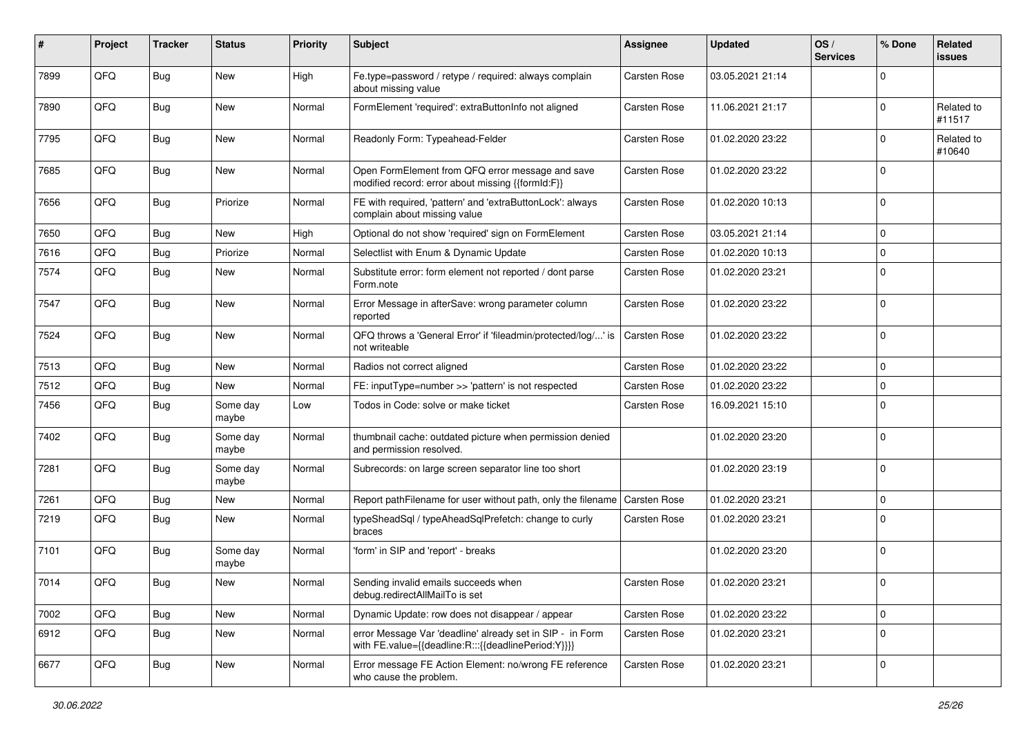| # | Project | Tracker | Status | Priority | Subject | Assignee | Updated | OS / Services | % Done | Related issues |
|---|---|---|---|---|---|---|---|---|---|---|
| 7899 | QFQ | Bug | New | High | Fe.type=password / retype / required: always complain about missing value | Carsten Rose | 03.05.2021 21:14 | | 0 | |
| 7890 | QFQ | Bug | New | Normal | FormElement 'required': extraButtonInfo not aligned | Carsten Rose | 11.06.2021 21:17 | | 0 | Related to #11517 |
| 7795 | QFQ | Bug | New | Normal | Readonly Form: Typeahead-Felder | Carsten Rose | 01.02.2020 23:22 | | 0 | Related to #10640 |
| 7685 | QFQ | Bug | New | Normal | Open FormElement from QFQ error message and save modified record: error about missing {{formId:F}} | Carsten Rose | 01.02.2020 23:22 | | 0 | |
| 7656 | QFQ | Bug | Priorize | Normal | FE with required, 'pattern' and 'extraButtonLock': always complain about missing value | Carsten Rose | 01.02.2020 10:13 | | 0 | |
| 7650 | QFQ | Bug | New | High | Optional do not show 'required' sign on FormElement | Carsten Rose | 03.05.2021 21:14 | | 0 | |
| 7616 | QFQ | Bug | Priorize | Normal | Selectlist with Enum & Dynamic Update | Carsten Rose | 01.02.2020 10:13 | | 0 | |
| 7574 | QFQ | Bug | New | Normal | Substitute error: form element not reported / dont parse Form.note | Carsten Rose | 01.02.2020 23:21 | | 0 | |
| 7547 | QFQ | Bug | New | Normal | Error Message in afterSave: wrong parameter column reported | Carsten Rose | 01.02.2020 23:22 | | 0 | |
| 7524 | QFQ | Bug | New | Normal | QFQ throws a 'General Error' if 'fileadmin/protected/log/...' is not writeable | Carsten Rose | 01.02.2020 23:22 | | 0 | |
| 7513 | QFQ | Bug | New | Normal | Radios not correct aligned | Carsten Rose | 01.02.2020 23:22 | | 0 | |
| 7512 | QFQ | Bug | New | Normal | FE: inputType=number >> 'pattern' is not respected | Carsten Rose | 01.02.2020 23:22 | | 0 | |
| 7456 | QFQ | Bug | Some day maybe | Low | Todos in Code: solve or make ticket | Carsten Rose | 16.09.2021 15:10 | | 0 | |
| 7402 | QFQ | Bug | Some day maybe | Normal | thumbnail cache: outdated picture when permission denied and permission resolved. | | 01.02.2020 23:20 | | 0 | |
| 7281 | QFQ | Bug | Some day maybe | Normal | Subrecords: on large screen separator line too short | | 01.02.2020 23:19 | | 0 | |
| 7261 | QFQ | Bug | New | Normal | Report pathFilename for user without path, only the filename | Carsten Rose | 01.02.2020 23:21 | | 0 | |
| 7219 | QFQ | Bug | New | Normal | typeSheadSql / typeAheadSqlPrefetch: change to curly braces | Carsten Rose | 01.02.2020 23:21 | | 0 | |
| 7101 | QFQ | Bug | Some day maybe | Normal | 'form' in SIP and 'report' - breaks | | 01.02.2020 23:20 | | 0 | |
| 7014 | QFQ | Bug | New | Normal | Sending invalid emails succeeds when debug.redirectAllMailTo is set | Carsten Rose | 01.02.2020 23:21 | | 0 | |
| 7002 | QFQ | Bug | New | Normal | Dynamic Update: row does not disappear / appear | Carsten Rose | 01.02.2020 23:22 | | 0 | |
| 6912 | QFQ | Bug | New | Normal | error Message Var 'deadline' already set in SIP - in Form with FE.value={{deadline:R:::{{deadlinePeriod:Y}}}} | Carsten Rose | 01.02.2020 23:21 | | 0 | |
| 6677 | QFQ | Bug | New | Normal | Error message FE Action Element: no/wrong FE reference who cause the problem. | Carsten Rose | 01.02.2020 23:21 | | 0 | |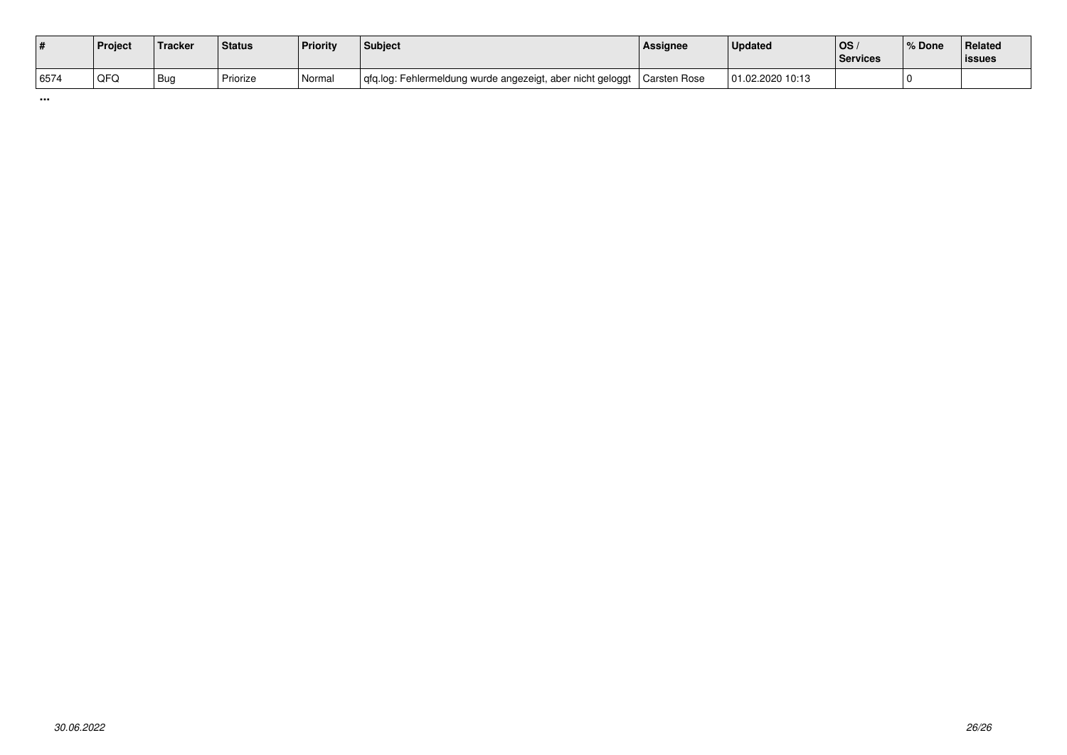| # | Project | Tracker | Status | Priority | Subject | Assignee | Updated | OS / Services | % Done | Related issues |
|---|---|---|---|---|---|---|---|---|---|---|
| 6574 | QFQ | Bug | Priorize | Normal | qfq.log: Fehlermeldung wurde angezeigt, aber nicht geloggt | Carsten Rose | 01.02.2020 10:13 | | 0 | |

**...**